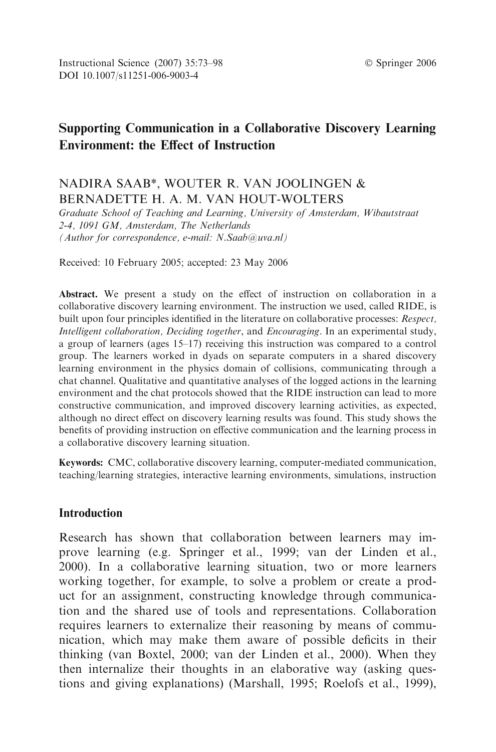# Supporting Communication in a Collaborative Discovery Learning Environment: the Effect of Instruction

NADIRA SAAB*, WOUTER R. VAN JOOLINGEN & BERNADETTE H. A. M. VAN HOUT-WOLTERS

*Graduate School of Teaching and Learning, University of Amsterdam, Wibautstraat 2-4, 1091 GM, Amsterdam, The Netherlands*
*(Author for correspondence, e-mail: N.Saab@uva.nl)*

Received: 10 February 2005; accepted: 23 May 2006

**Abstract.** We present a study on the effect of instruction on collaboration in a collaborative discovery learning environment. The instruction we used, called RIDE, is built upon four principles identified in the literature on collaborative processes: *Respect*, *Intelligent collaboration*, *Deciding together*, and *Encouraging*. In an experimental study, a group of learners (ages 15–17) receiving this instruction was compared to a control group. The learners worked in dyads on separate computers in a shared discovery learning environment in the physics domain of collisions, communicating through a chat channel. Qualitative and quantitative analyses of the logged actions in the learning environment and the chat protocols showed that the RIDE instruction can lead to more constructive communication, and improved discovery learning activities, as expected, although no direct effect on discovery learning results was found. This study shows the benefits of providing instruction on effective communication and the learning process in a collaborative discovery learning situation.

**Keywords:** CMC, collaborative discovery learning, computer-mediated communication, teaching/learning strategies, interactive learning environments, simulations, instruction

## Introduction

Research has shown that collaboration between learners may improve learning (e.g. Springer et al., 1999; van der Linden et al., 2000). In a collaborative learning situation, two or more learners working together, for example, to solve a problem or create a product for an assignment, constructing knowledge through communication and the shared use of tools and representations. Collaboration requires learners to externalize their reasoning by means of communication, which may make them aware of possible deficits in their thinking (van Boxtel, 2000; van der Linden et al., 2000). When they then internalize their thoughts in an elaborative way (asking questions and giving explanations) (Marshall, 1995; Roelofs et al., 1999),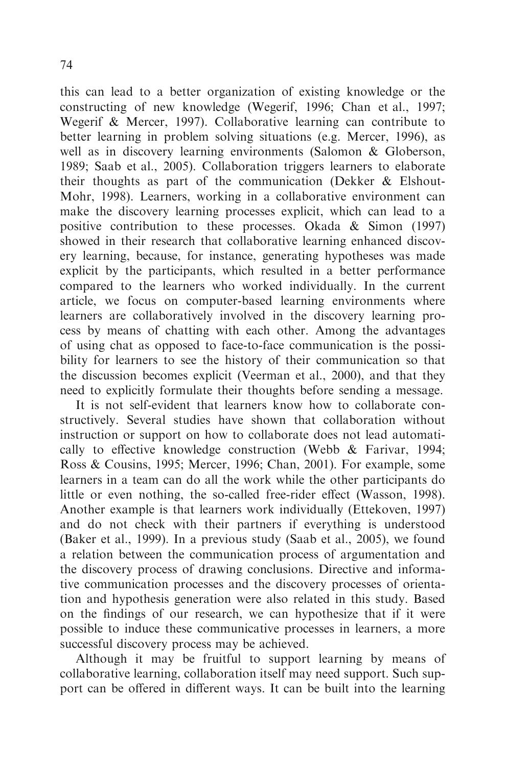this can lead to a better organization of existing knowledge or the constructing of new knowledge (Wegerif, 1996; Chan et al., 1997; Wegerif & Mercer, 1997). Collaborative learning can contribute to better learning in problem solving situations (e.g. Mercer, 1996), as well as in discovery learning environments (Salomon & Globerson, 1989; Saab et al., 2005). Collaboration triggers learners to elaborate their thoughts as part of the communication (Dekker & Elshout-Mohr, 1998). Learners, working in a collaborative environment can make the discovery learning processes explicit, which can lead to a positive contribution to these processes. Okada & Simon (1997) showed in their research that collaborative learning enhanced discovery learning, because, for instance, generating hypotheses was made explicit by the participants, which resulted in a better performance compared to the learners who worked individually. In the current article, we focus on computer-based learning environments where learners are collaboratively involved in the discovery learning process by means of chatting with each other. Among the advantages of using chat as opposed to face-to-face communication is the possibility for learners to see the history of their communication so that the discussion becomes explicit (Veerman et al., 2000), and that they need to explicitly formulate their thoughts before sending a message.

It is not self-evident that learners know how to collaborate constructively. Several studies have shown that collaboration without instruction or support on how to collaborate does not lead automatically to effective knowledge construction (Webb & Farivar, 1994; Ross & Cousins, 1995; Mercer, 1996; Chan, 2001). For example, some learners in a team can do all the work while the other participants do little or even nothing, the so-called free-rider effect (Wasson, 1998). Another example is that learners work individually (Ettekoven, 1997) and do not check with their partners if everything is understood (Baker et al., 1999). In a previous study (Saab et al., 2005), we found a relation between the communication process of argumentation and the discovery process of drawing conclusions. Directive and informative communication processes and the discovery processes of orientation and hypothesis generation were also related in this study. Based on the findings of our research, we can hypothesize that if it were possible to induce these communicative processes in learners, a more successful discovery process may be achieved.

Although it may be fruitful to support learning by means of collaborative learning, collaboration itself may need support. Such support can be offered in different ways. It can be built into the learning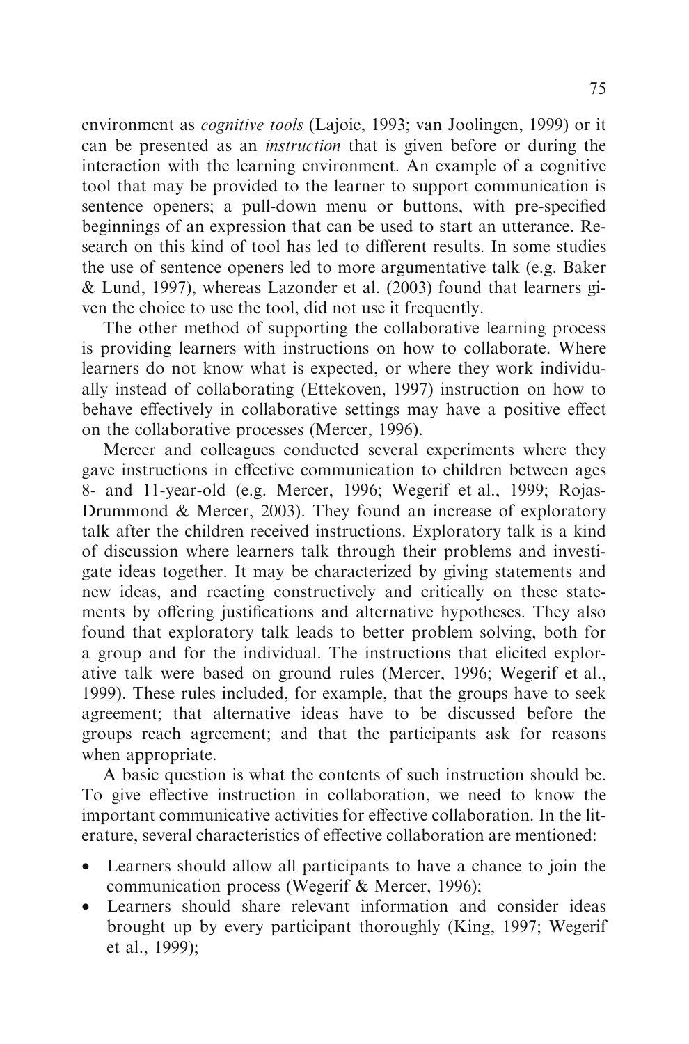environment as *cognitive tools* (Lajoie, 1993; van Joolingen, 1999) or it can be presented as an *instruction* that is given before or during the interaction with the learning environment. An example of a cognitive tool that may be provided to the learner to support communication is sentence openers; a pull-down menu or buttons, with pre-specified beginnings of an expression that can be used to start an utterance. Research on this kind of tool has led to different results. In some studies the use of sentence openers led to more argumentative talk (e.g. Baker & Lund, 1997), whereas Lazonder et al. (2003) found that learners given the choice to use the tool, did not use it frequently.

The other method of supporting the collaborative learning process is providing learners with instructions on how to collaborate. Where learners do not know what is expected, or where they work individually instead of collaborating (Ettekoven, 1997) instruction on how to behave effectively in collaborative settings may have a positive effect on the collaborative processes (Mercer, 1996).

Mercer and colleagues conducted several experiments where they gave instructions in effective communication to children between ages 8- and 11-year-old (e.g. Mercer, 1996; Wegerif et al., 1999; Rojas-Drummond & Mercer, 2003). They found an increase of exploratory talk after the children received instructions. Exploratory talk is a kind of discussion where learners talk through their problems and investigate ideas together. It may be characterized by giving statements and new ideas, and reacting constructively and critically on these statements by offering justifications and alternative hypotheses. They also found that exploratory talk leads to better problem solving, both for a group and for the individual. The instructions that elicited exploratory talk were based on ground rules (Mercer, 1996; Wegerif et al., 1999). These rules included, for example, that the groups have to seek agreement; that alternative ideas have to be discussed before the groups reach agreement; and that the participants ask for reasons when appropriate.

A basic question is what the contents of such instruction should be. To give effective instruction in collaboration, we need to know the important communicative activities for effective collaboration. In the literature, several characteristics of effective collaboration are mentioned:

- Learners should allow all participants to have a chance to join the communication process (Wegerif & Mercer, 1996);
- Learners should share relevant information and consider ideas brought up by every participant thoroughly (King, 1997; Wegerif et al., 1999);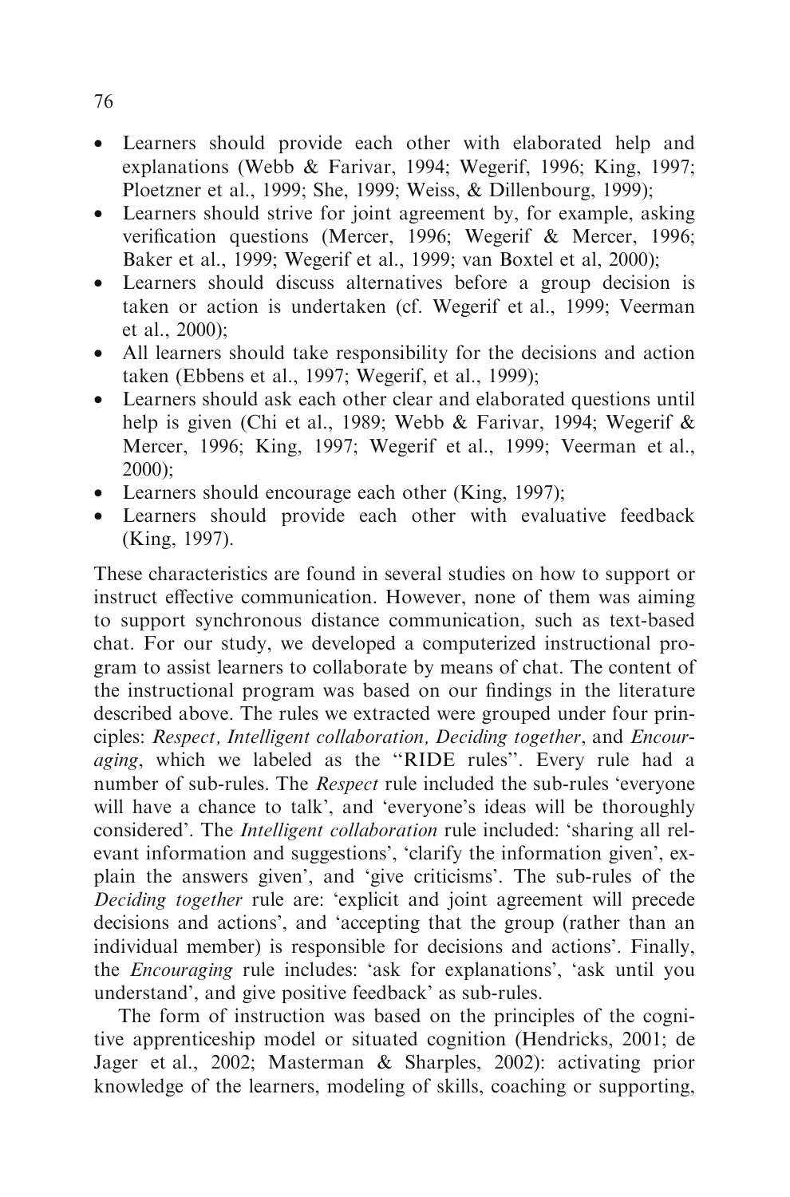- Learners should provide each other with elaborated help and explanations (Webb & Farivar, 1994; Wegerif, 1996; King, 1997; Ploetzner et al., 1999; She, 1999; Weiss, & Dillenbourg, 1999);
- Learners should strive for joint agreement by, for example, asking verification questions (Mercer, 1996; Wegerif & Mercer, 1996; Baker et al., 1999; Wegerif et al., 1999; van Boxtel et al, 2000);
- Learners should discuss alternatives before a group decision is taken or action is undertaken (cf. Wegerif et al., 1999; Veerman et al., 2000);
- All learners should take responsibility for the decisions and action taken (Ebbens et al., 1997; Wegerif, et al., 1999);
- Learners should ask each other clear and elaborated questions until help is given (Chi et al., 1989; Webb & Farivar, 1994; Wegerif & Mercer, 1996; King, 1997; Wegerif et al., 1999; Veerman et al., 2000);
- Learners should encourage each other (King, 1997);
- Learners should provide each other with evaluative feedback (King, 1997).

These characteristics are found in several studies on how to support or instruct effective communication. However, none of them was aiming to support synchronous distance communication, such as text-based chat. For our study, we developed a computerized instructional program to assist learners to collaborate by means of chat. The content of the instructional program was based on our findings in the literature described above. The rules we extracted were grouped under four principles: *Respect, Intelligent collaboration, Deciding together*, and *Encouraging*, which we labeled as the "RIDE rules". Every rule had a number of sub-rules. The *Respect* rule included the sub-rules 'everyone will have a chance to talk', and 'everyone's ideas will be thoroughly considered'. The *Intelligent collaboration* rule included: 'sharing all relevant information and suggestions', 'clarify the information given', explain the answers given', and 'give criticisms'. The sub-rules of the *Deciding together* rule are: 'explicit and joint agreement will precede decisions and actions', and 'accepting that the group (rather than an individual member) is responsible for decisions and actions'. Finally, the *Encouraging* rule includes: 'ask for explanations', 'ask until you understand', and give positive feedback' as sub-rules.

The form of instruction was based on the principles of the cognitive apprenticeship model or situated cognition (Hendricks, 2001; de Jager et al., 2002; Masterman & Sharples, 2002): activating prior knowledge of the learners, modeling of skills, coaching or supporting,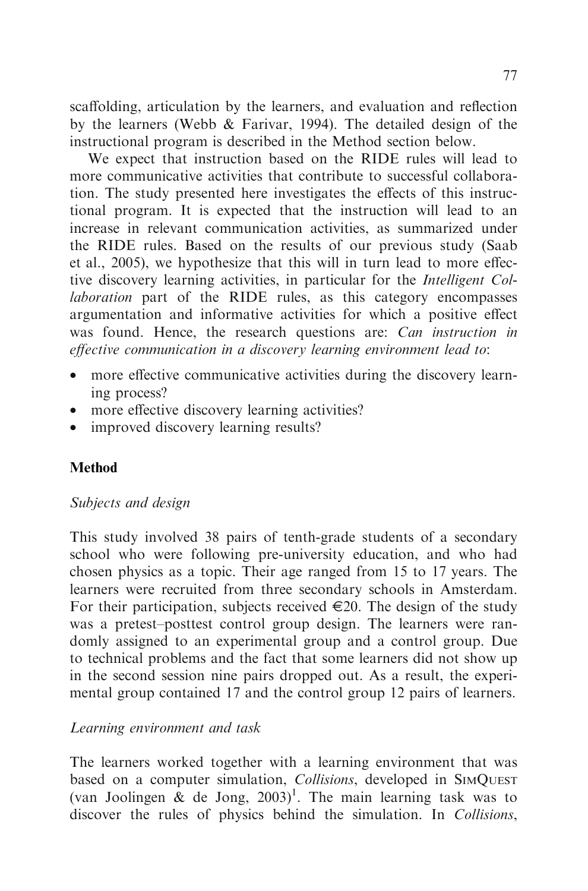scaffolding, articulation by the learners, and evaluation and reflection by the learners (Webb & Farivar, 1994). The detailed design of the instructional program is described in the Method section below.

We expect that instruction based on the RIDE rules will lead to more communicative activities that contribute to successful collaboration. The study presented here investigates the effects of this instructional program. It is expected that the instruction will lead to an increase in relevant communication activities, as summarized under the RIDE rules. Based on the results of our previous study (Saab et al., 2005), we hypothesize that this will in turn lead to more effective discovery learning activities, in particular for the *Intelligent Collaboration* part of the RIDE rules, as this category encompasses argumentation and informative activities for which a positive effect was found. Hence, the research questions are: *Can instruction in effective communication in a discovery learning environment lead to*:

- more effective communicative activities during the discovery learning process?
- more effective discovery learning activities?
- improved discovery learning results?

## Method

### *Subjects and design*

This study involved 38 pairs of tenth-grade students of a secondary school who were following pre-university education, and who had chosen physics as a topic. Their age ranged from 15 to 17 years. The learners were recruited from three secondary schools in Amsterdam. For their participation, subjects received €20. The design of the study was a pretest–posttest control group design. The learners were randomly assigned to an experimental group and a control group. Due to technical problems and the fact that some learners did not show up in the second session nine pairs dropped out. As a result, the experimental group contained 17 and the control group 12 pairs of learners.

### *Learning environment and task*

The learners worked together with a learning environment that was based on a computer simulation, *Collisions*, developed in SimQuest (van Joolingen & de Jong, 2003)[1]. The main learning task was to discover the rules of physics behind the simulation. In *Collisions*,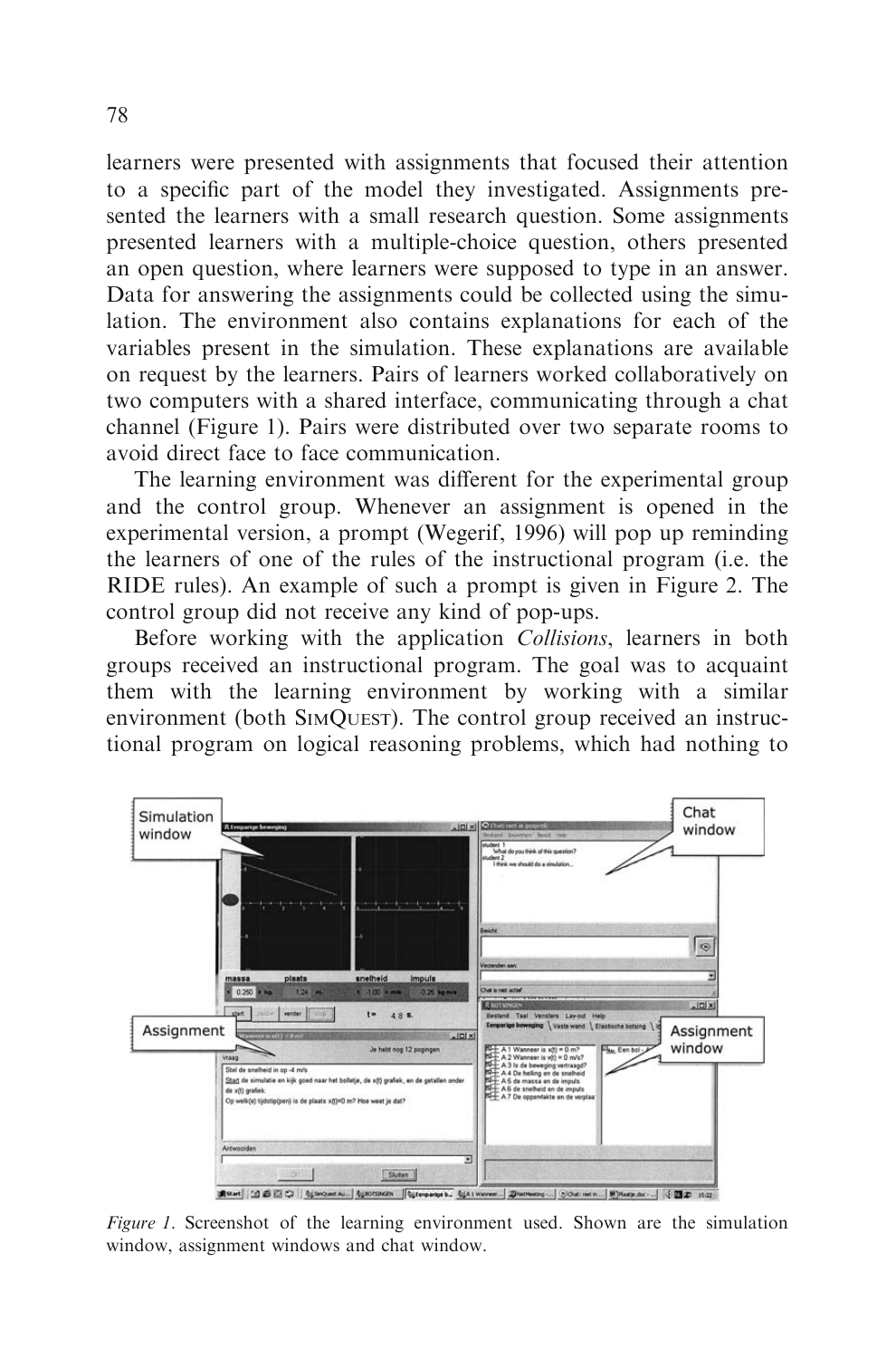learners were presented with assignments that focused their attention to a specific part of the model they investigated. Assignments presented the learners with a small research question. Some assignments presented learners with a multiple-choice question, others presented an open question, where learners were supposed to type in an answer. Data for answering the assignments could be collected using the simulation. The environment also contains explanations for each of the variables present in the simulation. These explanations are available on request by the learners. Pairs of learners worked collaboratively on two computers with a shared interface, communicating through a chat channel (Figure 1). Pairs were distributed over two separate rooms to avoid direct face to face communication.

The learning environment was different for the experimental group and the control group. Whenever an assignment is opened in the experimental version, a prompt (Wegerif, 1996) will pop up reminding the learners of one of the rules of the instructional program (i.e. the RIDE rules). An example of such a prompt is given in Figure 2. The control group did not receive any kind of pop-ups.

Before working with the application *Collisions*, learners in both groups received an instructional program. The goal was to acquaint them with the learning environment by working with a similar environment (both SimQuest). The control group received an instructional program on logical reasoning problems, which had nothing to

*Figure 1.* Screenshot of the learning environment used. Shown are the simulation window, assignment windows and chat window.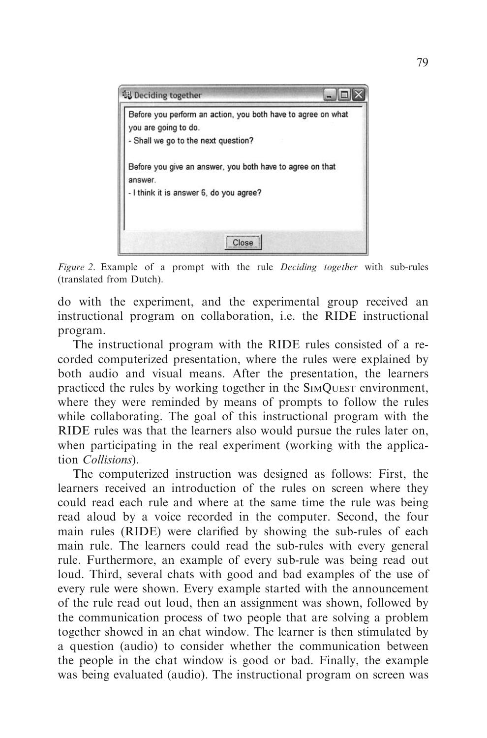*Figure 2*. Example of a prompt with the rule *Deciding together* with sub-rules (translated from Dutch).

do with the experiment, and the experimental group received an instructional program on collaboration, i.e. the RIDE instructional program.

The instructional program with the RIDE rules consisted of a recorded computerized presentation, where the rules were explained by both audio and visual means. After the presentation, the learners practiced the rules by working together in the SimQuest environment, where they were reminded by means of prompts to follow the rules while collaborating. The goal of this instructional program with the RIDE rules was that the learners also would pursue the rules later on, when participating in the real experiment (working with the application *Collisions*).

The computerized instruction was designed as follows: First, the learners received an introduction of the rules on screen where they could read each rule and where at the same time the rule was being read aloud by a voice recorded in the computer. Second, the four main rules (RIDE) were clarified by showing the sub-rules of each main rule. The learners could read the sub-rules with every general rule. Furthermore, an example of every sub-rule was being read out loud. Third, several chats with good and bad examples of the use of every rule were shown. Every example started with the announcement of the rule read out loud, then an assignment was shown, followed by the communication process of two people that are solving a problem together showed in an chat window. The learner is then stimulated by a question (audio) to consider whether the communication between the people in the chat window is good or bad. Finally, the example was being evaluated (audio). The instructional program on screen was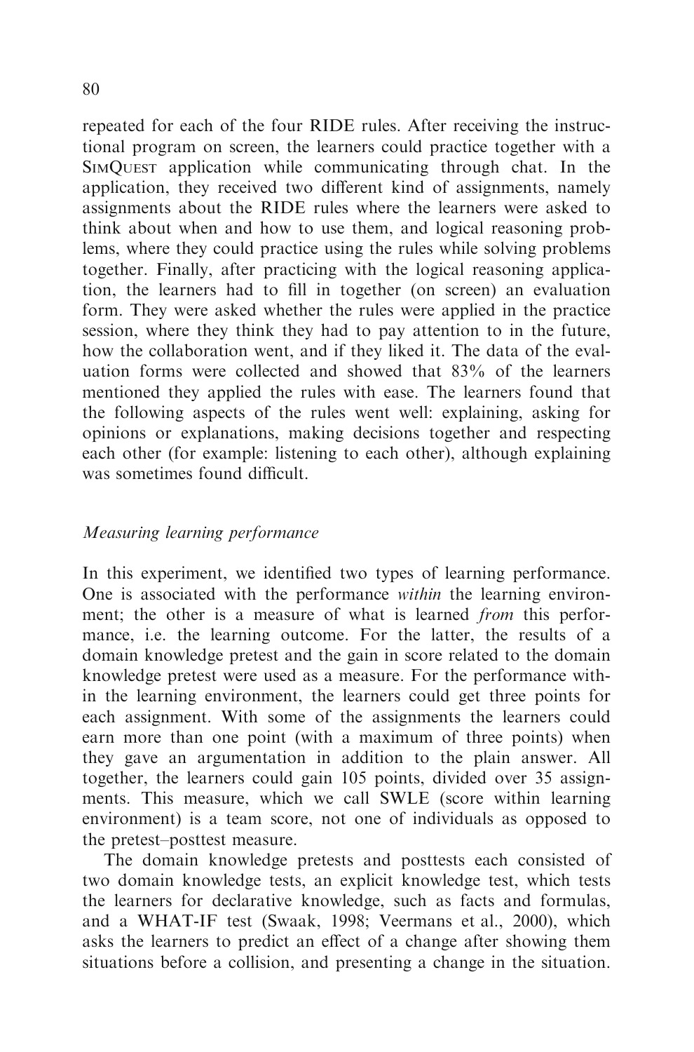repeated for each of the four RIDE rules. After receiving the instructional program on screen, the learners could practice together with a SimQuest application while communicating through chat. In the application, they received two different kind of assignments, namely assignments about the RIDE rules where the learners were asked to think about when and how to use them, and logical reasoning problems, where they could practice using the rules while solving problems together. Finally, after practicing with the logical reasoning application, the learners had to fill in together (on screen) an evaluation form. They were asked whether the rules were applied in the practice session, where they think they had to pay attention to in the future, how the collaboration went, and if they liked it. The data of the evaluation forms were collected and showed that 83% of the learners mentioned they applied the rules with ease. The learners found that the following aspects of the rules went well: explaining, asking for opinions or explanations, making decisions together and respecting each other (for example: listening to each other), although explaining was sometimes found difficult.

*Measuring learning performance*

In this experiment, we identified two types of learning performance. One is associated with the performance *within* the learning environment; the other is a measure of what is learned *from* this performance, i.e. the learning outcome. For the latter, the results of a domain knowledge pretest and the gain in score related to the domain knowledge pretest were used as a measure. For the performance within the learning environment, the learners could get three points for each assignment. With some of the assignments the learners could earn more than one point (with a maximum of three points) when they gave an argumentation in addition to the plain answer. All together, the learners could gain 105 points, divided over 35 assignments. This measure, which we call SWLE (score within learning environment) is a team score, not one of individuals as opposed to the pretest–posttest measure.

The domain knowledge pretests and posttests each consisted of two domain knowledge tests, an explicit knowledge test, which tests the learners for declarative knowledge, such as facts and formulas, and a WHAT-IF test (Swaak, 1998; Veermans et al., 2000), which asks the learners to predict an effect of a change after showing them situations before a collision, and presenting a change in the situation.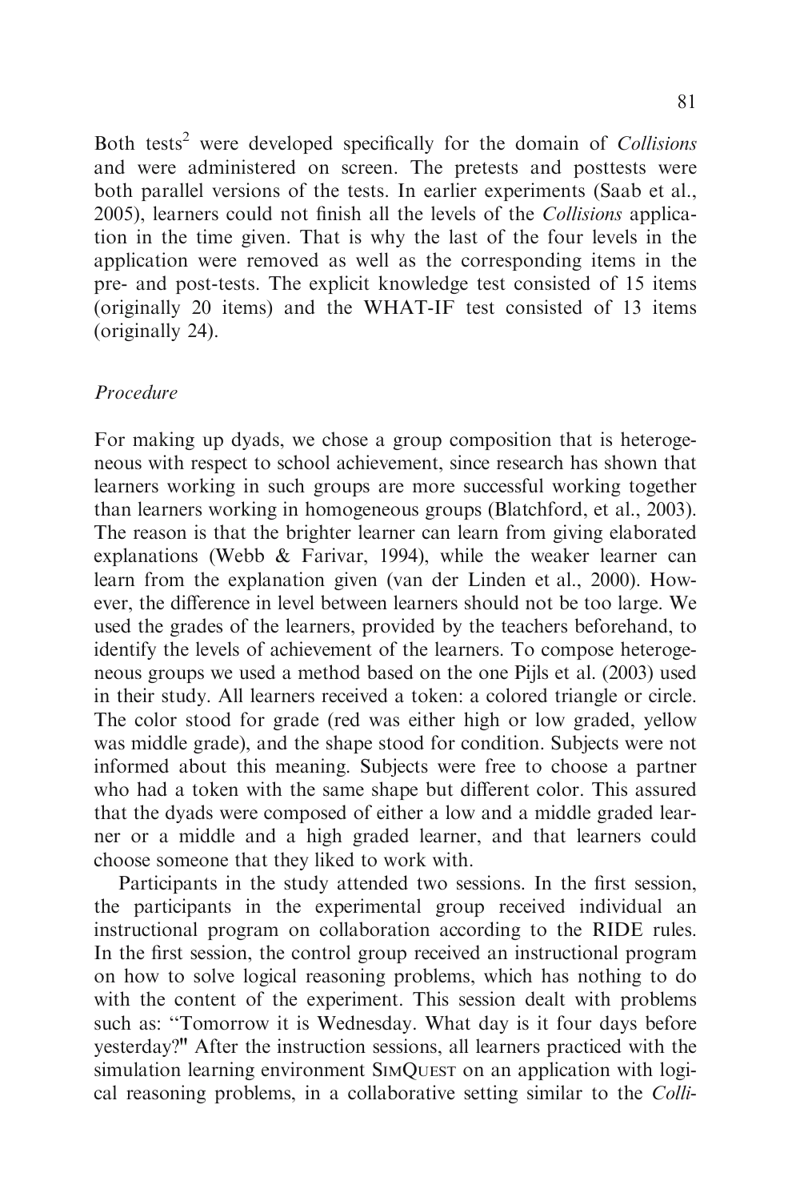Both tests[2] were developed specifically for the domain of *Collisions* and were administered on screen. The pretests and posttests were both parallel versions of the tests. In earlier experiments (Saab et al., 2005), learners could not finish all the levels of the *Collisions* application in the time given. That is why the last of the four levels in the application were removed as well as the corresponding items in the pre- and post-tests. The explicit knowledge test consisted of 15 items (originally 20 items) and the WHAT-IF test consisted of 13 items (originally 24).

### *Procedure*

For making up dyads, we chose a group composition that is heterogeneous with respect to school achievement, since research has shown that learners working in such groups are more successful working together than learners working in homogeneous groups (Blatchford, et al., 2003). The reason is that the brighter learner can learn from giving elaborated explanations (Webb & Farivar, 1994), while the weaker learner can learn from the explanation given (van der Linden et al., 2000). However, the difference in level between learners should not be too large. We used the grades of the learners, provided by the teachers beforehand, to identify the levels of achievement of the learners. To compose heterogeneous groups we used a method based on the one Pijls et al. (2003) used in their study. All learners received a token: a colored triangle or circle. The color stood for grade (red was either high or low graded, yellow was middle grade), and the shape stood for condition. Subjects were not informed about this meaning. Subjects were free to choose a partner who had a token with the same shape but different color. This assured that the dyads were composed of either a low and a middle graded learner or a middle and a high graded learner, and that learners could choose someone that they liked to work with.

Participants in the study attended two sessions. In the first session, the participants in the experimental group received individual an instructional program on collaboration according to the RIDE rules. In the first session, the control group received an instructional program on how to solve logical reasoning problems, which has nothing to do with the content of the experiment. This session dealt with problems such as: "Tomorrow it is Wednesday. What day is it four days before yesterday?" After the instruction sessions, all learners practiced with the simulation learning environment SimQuest on an application with logical reasoning problems, in a collaborative setting similar to the *Colli-*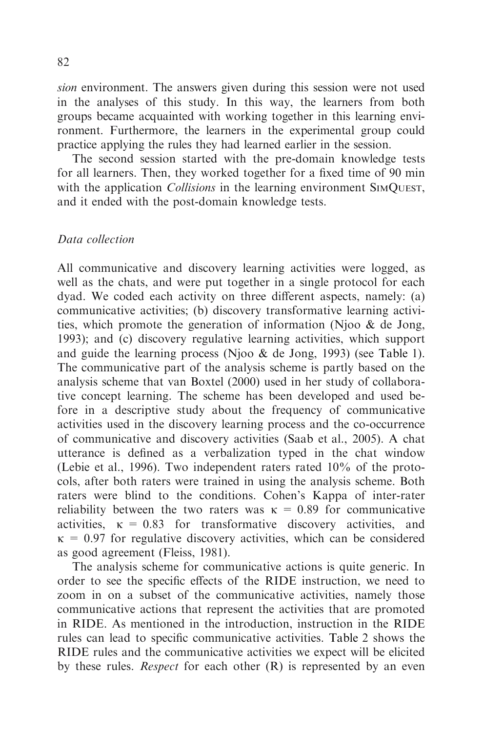*sion* environment. The answers given during this session were not used in the analyses of this study. In this way, the learners from both groups became acquainted with working together in this learning environment. Furthermore, the learners in the experimental group could practice applying the rules they had learned earlier in the session.

The second session started with the pre-domain knowledge tests for all learners. Then, they worked together for a fixed time of 90 min with the application *Collisions* in the learning environment SimQuest, and it ended with the post-domain knowledge tests.

### *Data collection*

All communicative and discovery learning activities were logged, as well as the chats, and were put together in a single protocol for each dyad. We coded each activity on three different aspects, namely: (a) communicative activities; (b) discovery transformative learning activities, which promote the generation of information (Njoo & de Jong, 1993); and (c) discovery regulative learning activities, which support and guide the learning process (Njoo & de Jong, 1993) (see Table 1). The communicative part of the analysis scheme is partly based on the analysis scheme that van Boxtel (2000) used in her study of collaborative concept learning. The scheme has been developed and used before in a descriptive study about the frequency of communicative activities used in the discovery learning process and the co-occurrence of communicative and discovery activities (Saab et al., 2005). A chat utterance is defined as a verbalization typed in the chat window (Lebie et al., 1996). Two independent raters rated 10% of the protocols, after both raters were trained in using the analysis scheme. Both raters were blind to the conditions. Cohen's Kappa of inter-rater reliability between the two raters was $\kappa = 0.89$ for communicative activities, $\kappa = 0.83$ for transformative discovery activities, and $\kappa = 0.97$ for regulative discovery activities, which can be considered as good agreement (Fleiss, 1981).

The analysis scheme for communicative actions is quite generic. In order to see the specific effects of the RIDE instruction, we need to zoom in on a subset of the communicative activities, namely those communicative actions that represent the activities that are promoted in RIDE. As mentioned in the introduction, instruction in the RIDE rules can lead to specific communicative activities. Table 2 shows the RIDE rules and the communicative activities we expect will be elicited by these rules. *Respect* for each other (R) is represented by an even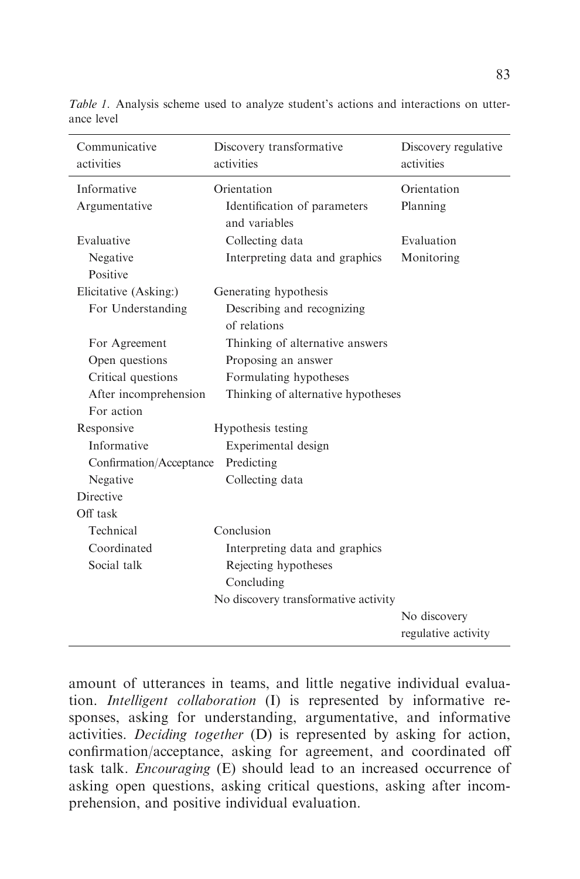*Table 1.* Analysis scheme used to analyze student's actions and interactions on utterance level

| Communicative activities | Discovery transformative activities | Discovery regulative activities |
|---|---|---|
| Informative | Orientation | Orientation |
| Argumentative | Identification of parameters and variables | Planning |
| Evaluative | Collecting data | Evaluation |
| Negative | Interpreting data and graphics | Monitoring |
| Positive | | |
| Elicitative (Asking:) | Generating hypothesis | |
| For Understanding | Describing and recognizing of relations | |
| For Agreement | Thinking of alternative answers | |
| Open questions | Proposing an answer | |
| Critical questions | Formulating hypotheses | |
| After incomprehension | Thinking of alternative hypotheses | |
| For action | | |
| Responsive | Hypothesis testing | |
| Informative | Experimental design | |
| Confirmation/Acceptance | Predicting | |
| Negative | Collecting data | |
| Directive | | |
| Off task | | |
| Technical | Conclusion | |
| Coordinated | Interpreting data and graphics | |
| Social talk | Rejecting hypotheses | |
| | Concluding | |
| | No discovery transformative activity | |
| | | No discovery regulative activity |

amount of utterances in teams, and little negative individual evaluation. *Intelligent collaboration* (I) is represented by informative responses, asking for understanding, argumentative, and informative activities. *Deciding together* (D) is represented by asking for action, confirmation/acceptance, asking for agreement, and coordinated off task talk. *Encouraging* (E) should lead to an increased occurrence of asking open questions, asking critical questions, asking after incomprehension, and positive individual evaluation.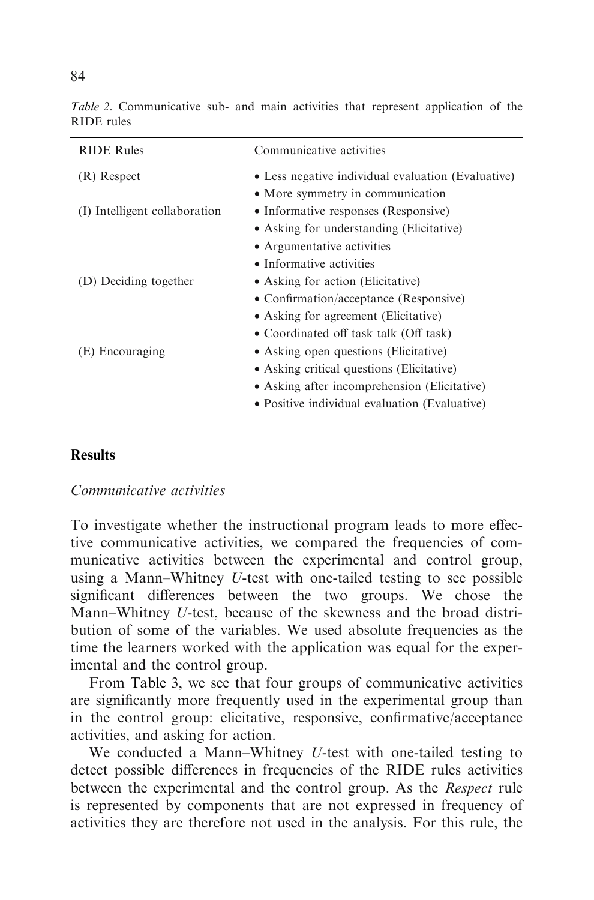*Table 2*. Communicative sub- and main activities that represent application of the RIDE rules

| RIDE Rules | Communicative activities |
|---|---|
| (R) Respect | • Less negative individual evaluation (Evaluative) |
| | • More symmetry in communication |
| (I) Intelligent collaboration | • Informative responses (Responsive) |
| | • Asking for understanding (Elicitative) |
| | • Argumentative activities |
| | • Informative activities |
| (D) Deciding together | • Asking for action (Elicitative) |
| | • Confirmation/acceptance (Responsive) |
| | • Asking for agreement (Elicitative) |
| | • Coordinated off task talk (Off task) |
| (E) Encouraging | • Asking open questions (Elicitative) |
| | • Asking critical questions (Elicitative) |
| | • Asking after incomprehension (Elicitative) |
| | • Positive individual evaluation (Evaluative) |

## Results

### *Communicative activities*

To investigate whether the instructional program leads to more effective communicative activities, we compared the frequencies of communicative activities between the experimental and control group, using a Mann–Whitney *U*-test with one-tailed testing to see possible significant differences between the two groups. We chose the Mann–Whitney *U*-test, because of the skewness and the broad distribution of some of the variables. We used absolute frequencies as the time the learners worked with the application was equal for the experimental and the control group.

From Table 3, we see that four groups of communicative activities are significantly more frequently used in the experimental group than in the control group: elicitative, responsive, confirmative/acceptance activities, and asking for action.

We conducted a Mann–Whitney *U*-test with one-tailed testing to detect possible differences in frequencies of the RIDE rules activities between the experimental and the control group. As the *Respect* rule is represented by components that are not expressed in frequency of activities they are therefore not used in the analysis. For this rule, the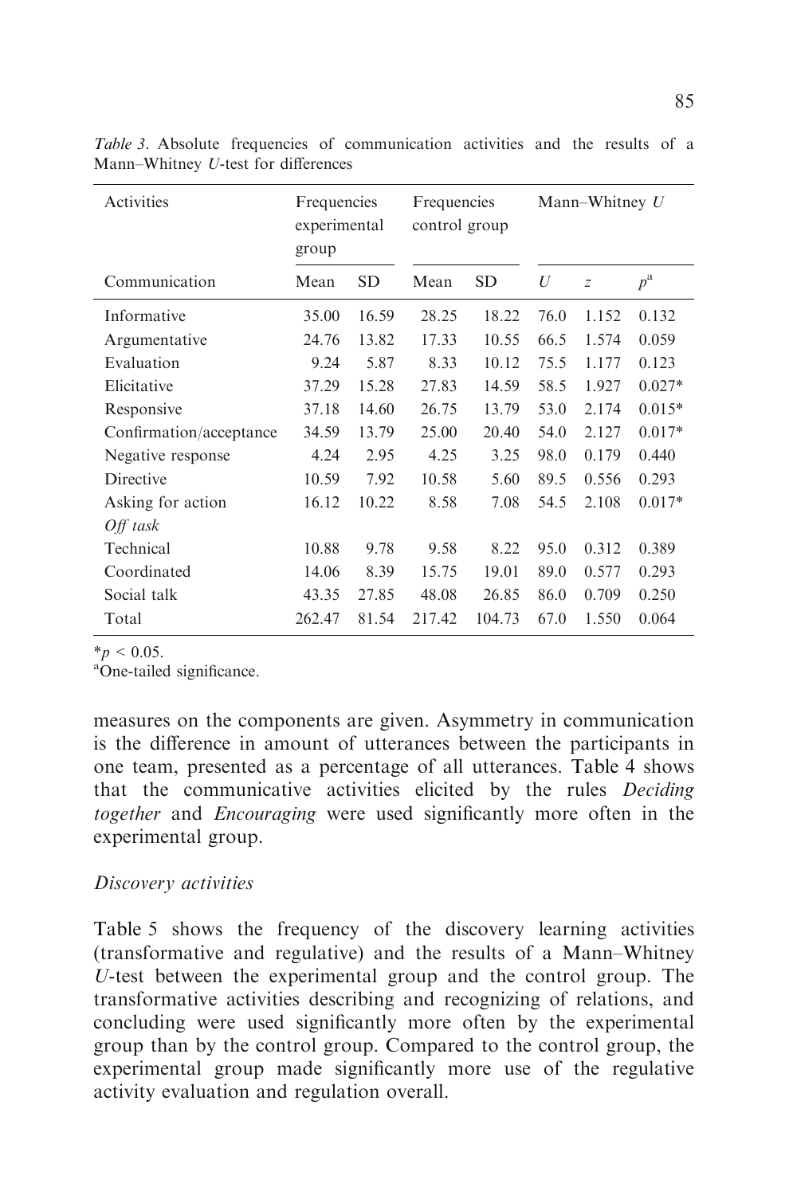*Table 3*. Absolute frequencies of communication activities and the results of a Mann–Whitney *U*-test for differences

| Activities | Frequencies experimental group | | Frequencies control group | | Mann–Whitney *U* | | |
|---|---|---|---|---|---|---|---|
| Communication | Mean | SD | Mean | SD | $U$ | $z$ | $p^{a}$ |
| Informative | 35.00 | 16.59 | 28.25 | 18.22 | 76.0 | 1.152 | 0.132 |
| Argumentative | 24.76 | 13.82 | 17.33 | 10.55 | 66.5 | 1.574 | 0.059 |
| Evaluation | 9.24 | 5.87 | 8.33 | 10.12 | 75.5 | 1.177 | 0.123 |
| Elicitative | 37.29 | 15.28 | 27.83 | 14.59 | 58.5 | 1.927 | 0.027* |
| Responsive | 37.18 | 14.60 | 26.75 | 13.79 | 53.0 | 2.174 | 0.015* |
| Confirmation/acceptance | 34.59 | 13.79 | 25.00 | 20.40 | 54.0 | 2.127 | 0.017* |
| Negative response | 4.24 | 2.95 | 4.25 | 3.25 | 98.0 | 0.179 | 0.440 |
| Directive | 10.59 | 7.92 | 10.58 | 5.60 | 89.5 | 0.556 | 0.293 |
| Asking for action | 16.12 | 10.22 | 8.58 | 7.08 | 54.5 | 2.108 | 0.017* |
| *Off task* | | | | | | | |
| Technical | 10.88 | 9.78 | 9.58 | 8.22 | 95.0 | 0.312 | 0.389 |
| Coordinated | 14.06 | 8.39 | 15.75 | 19.01 | 89.0 | 0.577 | 0.293 |
| Social talk | 43.35 | 27.85 | 48.08 | 26.85 | 86.0 | 0.709 | 0.250 |
| Total | 262.47 | 81.54 | 217.42 | 104.73 | 67.0 | 1.550 | 0.064 |

*$p < 0.05$.
[a]One-tailed significance.

measures on the components are given. Asymmetry in communication is the difference in amount of utterances between the participants in one team, presented as a percentage of all utterances. Table 4 shows that the communicative activities elicited by the rules *Deciding together* and *Encouraging* were used significantly more often in the experimental group.

### *Discovery activities*

Table 5 shows the frequency of the discovery learning activities (transformative and regulative) and the results of a Mann–Whitney *U*-test between the experimental group and the control group. The transformative activities describing and recognizing of relations, and concluding were used significantly more often by the experimental group than by the control group. Compared to the control group, the experimental group made significantly more use of the regulative activity evaluation and regulation overall.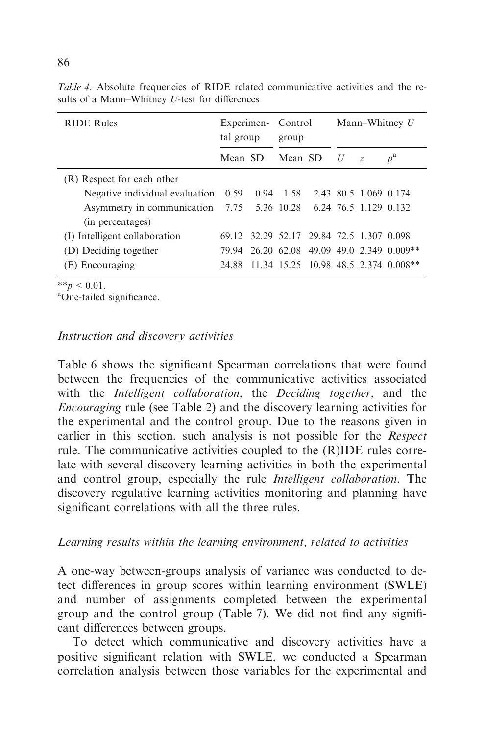*Table 4*. Absolute frequencies of RIDE related communicative activities and the results of a Mann–Whitney *U*-test for differences

| RIDE Rules | Experimental group | | Control group | | Mann–Whitney *U* | | |
|---|---|---|---|---|---|---|---|
| | Mean | SD | Mean | SD | *U* | *z* | *p*[a] |
| (R) Respect for each other | | | | | | | |
| Negative individual evaluation | 0.59 | 0.94 | 1.58 | 2.43 | 80.5 | 1.069 | 0.174 |
| Asymmetry in communication (in percentages) | 7.75 | 5.36 | 10.28 | 6.24 | 76.5 | 1.129 | 0.132 |
| (I) Intelligent collaboration | 69.12 | 32.29 | 52.17 | 29.84 | 72.5 | 1.307 | 0.098 |
| (D) Deciding together | 79.94 | 26.20 | 62.08 | 49.09 | 49.0 | 2.349 | 0.009** |
| (E) Encouraging | 24.88 | 11.34 | 15.25 | 10.98 | 48.5 | 2.374 | 0.008** |

**$p < 0.01$.
[a]One-tailed significance.

### *Instruction and discovery activities*

Table 6 shows the significant Spearman correlations that were found between the frequencies of the communicative activities associated with the *Intelligent collaboration*, the *Deciding together*, and the *Encouraging* rule (see Table 2) and the discovery learning activities for the experimental and the control group. Due to the reasons given in earlier in this section, such analysis is not possible for the *Respect* rule. The communicative activities coupled to the (R)IDE rules correlate with several discovery learning activities in both the experimental and control group, especially the rule *Intelligent collaboration*. The discovery regulative learning activities monitoring and planning have significant correlations with all the three rules.

### *Learning results within the learning environment, related to activities*

A one-way between-groups analysis of variance was conducted to detect differences in group scores within learning environment (SWLE) and number of assignments completed between the experimental group and the control group (Table 7). We did not find any significant differences between groups.

To detect which communicative and discovery activities have a positive significant relation with SWLE, we conducted a Spearman correlation analysis between those variables for the experimental and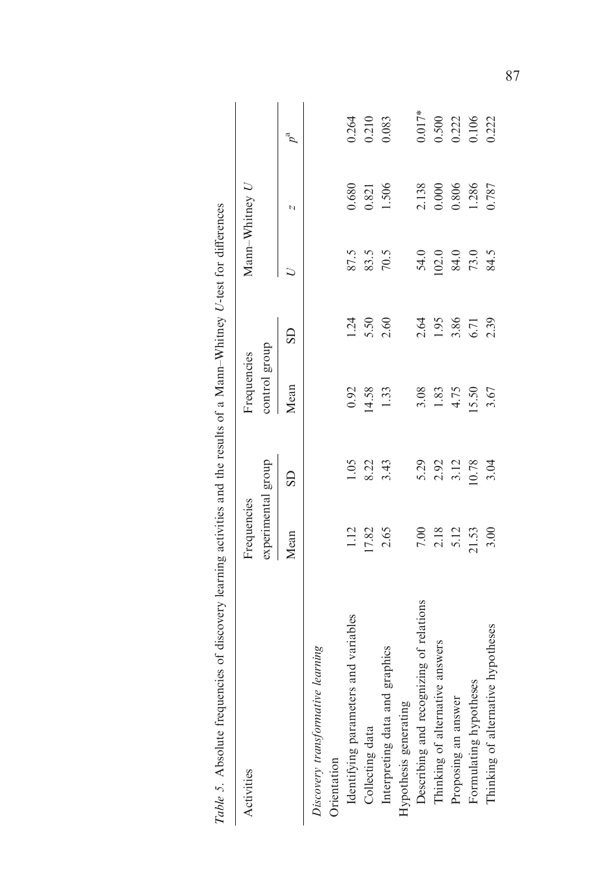*Table 5.* Absolute frequencies of discovery learning activities and the results of a Mann–Whitney *U*-test for differences

| Activities | Frequencies experimental group | | Frequencies control group | | Mann–Whitney *U* | | |
|---|---|---|---|---|---|---|---|
| | Mean | SD | Mean | SD | *U* | *z* | $p^{a}$ |
| *Discovery transformative learning* | | | | | | | |
| Orientation | | | | | | | |
| Identifying parameters and variables | 1.12 | 1.05 | 0.92 | 1.24 | 87.5 | 0.680 | 0.264 |
| Collecting data | 17.82 | 8.22 | 14.58 | 5.50 | 83.5 | 0.821 | 0.210 |
| Interpreting data and graphics | 2.65 | 3.43 | 1.33 | 2.60 | 70.5 | 1.506 | 0.083 |
| Hypothesis generating | | | | | | | |
| Describing and recognizing of relations | 7.00 | 5.29 | 3.08 | 2.64 | 54.0 | 2.138 | 0.017* |
| Thinking of alternative answers | 2.18 | 2.92 | 1.83 | 1.95 | 102.0 | 0.000 | 0.500 |
| Proposing an answer | 5.12 | 3.12 | 4.75 | 3.86 | 84.0 | 0.806 | 0.222 |
| Formulating hypotheses | 21.53 | 10.78 | 15.50 | 6.71 | 73.0 | 1.286 | 0.106 |
| Thinking of alternative hypotheses | 3.00 | 3.04 | 3.67 | 2.39 | 84.5 | 0.787 | 0.222 |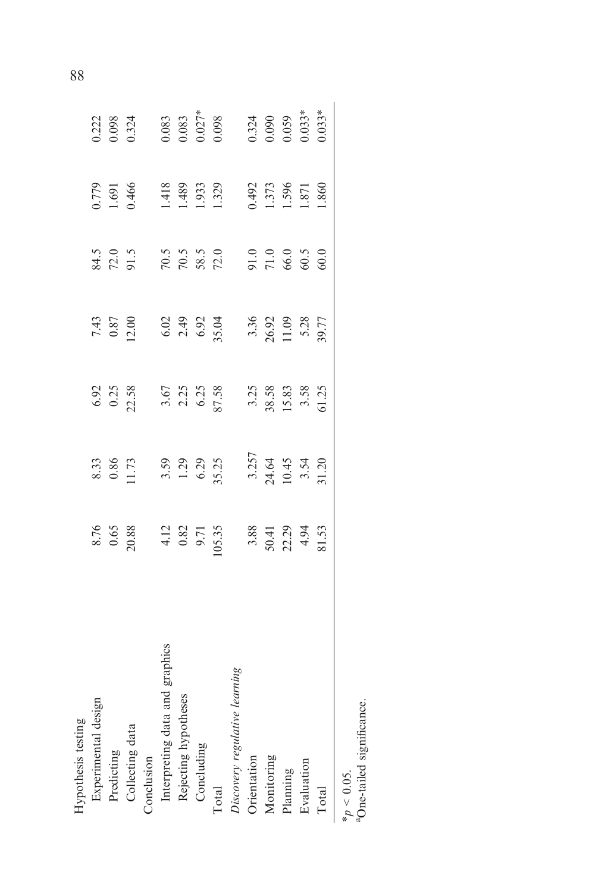| | | | | | | | |
|---|---|---|---|---|---|---|---|
| Hypothesis testing | | | | | | | |
| Experimental design | 8.76 | 8.33 | 6.92 | 7.43 | 84.5 | 0.779 | 0.222 |
| Predicting | 0.65 | 0.86 | 0.25 | 0.87 | 72.0 | 1.691 | 0.098 |
| Collecting data | 20.88 | 11.73 | 22.58 | 12.00 | 91.5 | 0.466 | 0.324 |
| Conclusion | | | | | | | |
| Interpreting data and graphics | 4.12 | 3.59 | 3.67 | 6.02 | 70.5 | 1.418 | 0.083 |
| Rejecting hypotheses | 0.82 | 1.29 | 2.25 | 2.49 | 70.5 | 1.489 | 0.083 |
| Concluding | 9.71 | 6.29 | 6.25 | 6.92 | 58.5 | 1.933 | 0.027* |
| Total | 105.35 | 35.25 | 87.58 | 35.04 | 72.0 | 1.329 | 0.098 |
| *Discovery regulative learning* | | | | | | | |
| Orientation | 3.88 | 3.257 | 3.25 | 3.36 | 91.0 | 0.492 | 0.324 |
| Monitoring | 50.41 | 24.64 | 38.58 | 26.92 | 71.0 | 1.373 | 0.090 |
| Planning | 22.29 | 10.45 | 15.83 | 11.09 | 66.0 | 1.596 | 0.059 |
| Evaluation | 4.94 | 3.54 | 3.58 | 5.28 | 60.5 | 1.871 | 0.033* |
| Total | 81.53 | 31.20 | 61.25 | 39.77 | 60.0 | 1.860 | 0.033* |

*$p < 0.05$.
[a]One-tailed significance.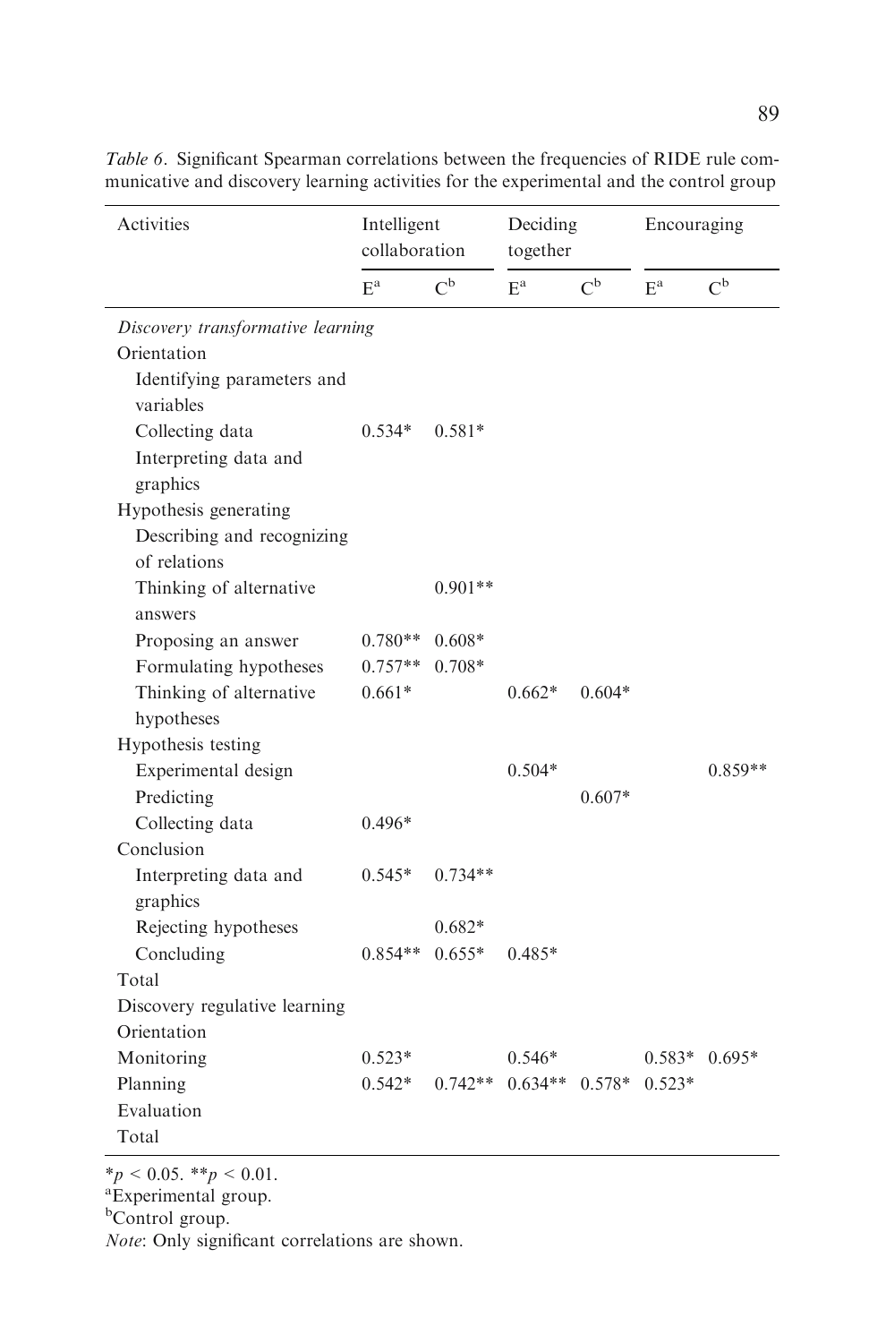*Table 6*. Significant Spearman correlations between the frequencies of RIDE rule communicative and discovery learning activities for the experimental and the control group

| Activities | Intelligent collaboration | | Deciding together | | Encouraging | |
|---|---|---|---|---|---|---|
| | E[a] | C[b] | E[a] | C[b] | E[a] | C[b] |
| *Discovery transformative learning* | | | | | | |
| Orientation | | | | | | |
| Identifying parameters and variables | | | | | | |
| Collecting data | 0.534* | 0.581* | | | | |
| Interpreting data and graphics | | | | | | |
| Hypothesis generating | | | | | | |
| Describing and recognizing of relations | | | | | | |
| Thinking of alternative answers | | 0.901** | | | | |
| Proposing an answer | 0.780** | 0.608* | | | | |
| Formulating hypotheses | 0.757** | 0.708* | | | | |
| Thinking of alternative hypotheses | 0.661* | | 0.662* | 0.604* | | |
| Hypothesis testing | | | | | | |
| Experimental design | | | 0.504* | | | 0.859** |
| Predicting | | | | 0.607* | | |
| Collecting data | 0.496* | | | | | |
| Conclusion | | | | | | |
| Interpreting data and graphics | 0.545* | 0.734** | | | | |
| Rejecting hypotheses | | 0.682* | | | | |
| Concluding | 0.854** | 0.655* | 0.485* | | | |
| Total | | | | | | |
| Discovery regulative learning | | | | | | |
| Orientation | | | | | | |
| Monitoring | 0.523* | | 0.546* | | 0.583* | 0.695* |
| Planning | 0.542* | 0.742** | 0.634** | 0.578* | 0.523* | |
| Evaluation | | | | | | |
| Total | | | | | | |

*$p < 0.05$. **$p < 0.01$.

[a]Experimental group.

[b]Control group.

*Note*: Only significant correlations are shown.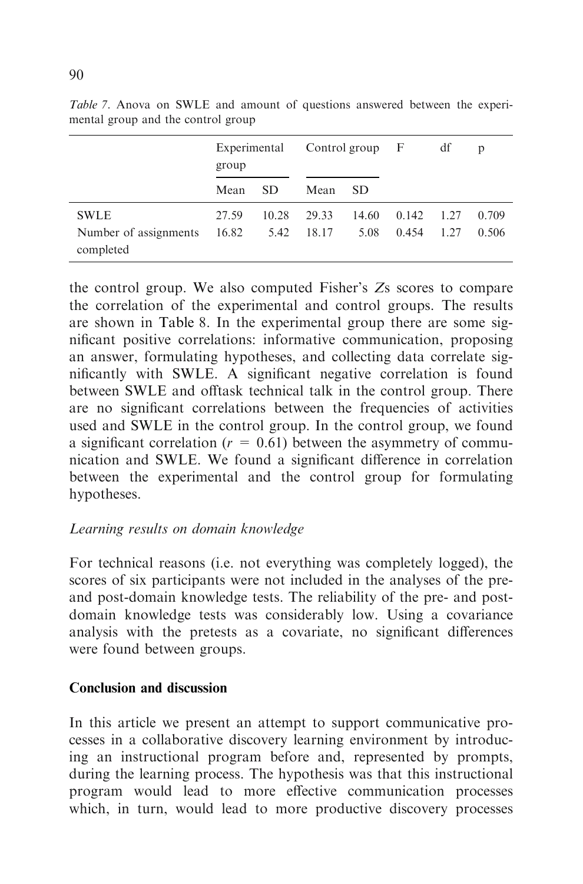*Table 7*. Anova on SWLE and amount of questions answered between the experimental group and the control group

| | Experimental group | | Control group | | F | df | p |
|---|---|---|---|---|---|---|---|
| | Mean | SD | Mean | SD | | | |
| SWLE | 27.59 | 10.28 | 29.33 | 14.60 | 0.142 | 1.27 | 0.709 |
| Number of assignments completed | 16.82 | 5.42 | 18.17 | 5.08 | 0.454 | 1.27 | 0.506 |

the control group. We also computed Fisher's *Z*s scores to compare the correlation of the experimental and control groups. The results are shown in Table 8. In the experimental group there are some significant positive correlations: informative communication, proposing an answer, formulating hypotheses, and collecting data correlate significantly with SWLE. A significant negative correlation is found between SWLE and offtask technical talk in the control group. There are no significant correlations between the frequencies of activities used and SWLE in the control group. In the control group, we found a significant correlation ($r = 0.61$) between the asymmetry of communication and SWLE. We found a significant difference in correlation between the experimental and the control group for formulating hypotheses.

*Learning results on domain knowledge*

For technical reasons (i.e. not everything was completely logged), the scores of six participants were not included in the analyses of the pre- and post-domain knowledge tests. The reliability of the pre- and post-domain knowledge tests was considerably low. Using a covariance analysis with the pretests as a covariate, no significant differences were found between groups.

## Conclusion and discussion

In this article we present an attempt to support communicative processes in a collaborative discovery learning environment by introducing an instructional program before and, represented by prompts, during the learning process. The hypothesis was that this instructional program would lead to more effective communication processes which, in turn, would lead to more productive discovery processes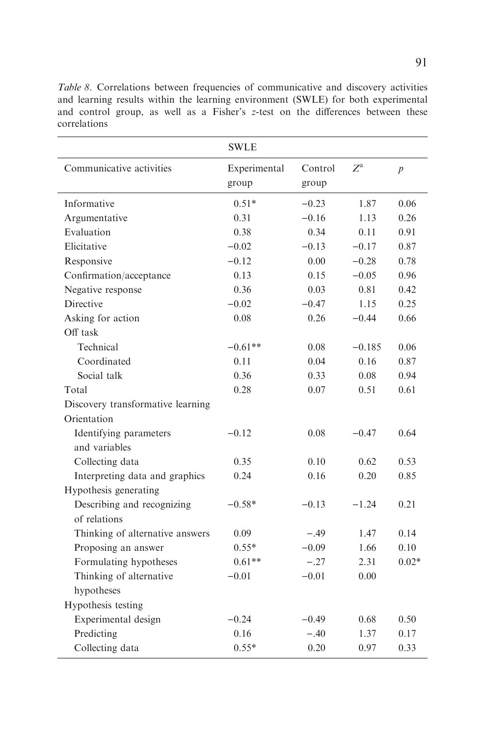*Table 8*. Correlations between frequencies of communicative and discovery activities and learning results within the learning environment (SWLE) for both experimental and control group, as well as a Fisher's *z*-test on the differences between these correlations

| | SWLE | | | |
|---|---|---|---|---|
| Communicative activities | Experimental group | Control group | $Z^a$ | *p* |
| Informative | 0.51* | −0.23 | 1.87 | 0.06 |
| Argumentative | 0.31 | −0.16 | 1.13 | 0.26 |
| Evaluation | 0.38 | 0.34 | 0.11 | 0.91 |
| Elicitative | −0.02 | −0.13 | −0.17 | 0.87 |
| Responsive | −0.12 | 0.00 | −0.28 | 0.78 |
| Confirmation/acceptance | 0.13 | 0.15 | −0.05 | 0.96 |
| Negative response | 0.36 | 0.03 | 0.81 | 0.42 |
| Directive | −0.02 | −0.47 | 1.15 | 0.25 |
| Asking for action | 0.08 | 0.26 | −0.44 | 0.66 |
| Off task | | | | |
| Technical | −0.61** | 0.08 | −0.185 | 0.06 |
| Coordinated | 0.11 | 0.04 | 0.16 | 0.87 |
| Social talk | 0.36 | 0.33 | 0.08 | 0.94 |
| Total | 0.28 | 0.07 | 0.51 | 0.61 |
| Discovery transformative learning | | | | |
| Orientation | | | | |
| Identifying parameters and variables | −0.12 | 0.08 | −0.47 | 0.64 |
| Collecting data | 0.35 | 0.10 | 0.62 | 0.53 |
| Interpreting data and graphics | 0.24 | 0.16 | 0.20 | 0.85 |
| Hypothesis generating | | | | |
| Describing and recognizing of relations | −0.58* | −0.13 | −1.24 | 0.21 |
| Thinking of alternative answers | 0.09 | −.49 | 1.47 | 0.14 |
| Proposing an answer | 0.55* | −0.09 | 1.66 | 0.10 |
| Formulating hypotheses | 0.61** | −.27 | 2.31 | 0.02* |
| Thinking of alternative hypotheses | −0.01 | −0.01 | 0.00 | |
| Hypothesis testing | | | | |
| Experimental design | −0.24 | −0.49 | 0.68 | 0.50 |
| Predicting | 0.16 | −.40 | 1.37 | 0.17 |
| Collecting data | 0.55* | 0.20 | 0.97 | 0.33 |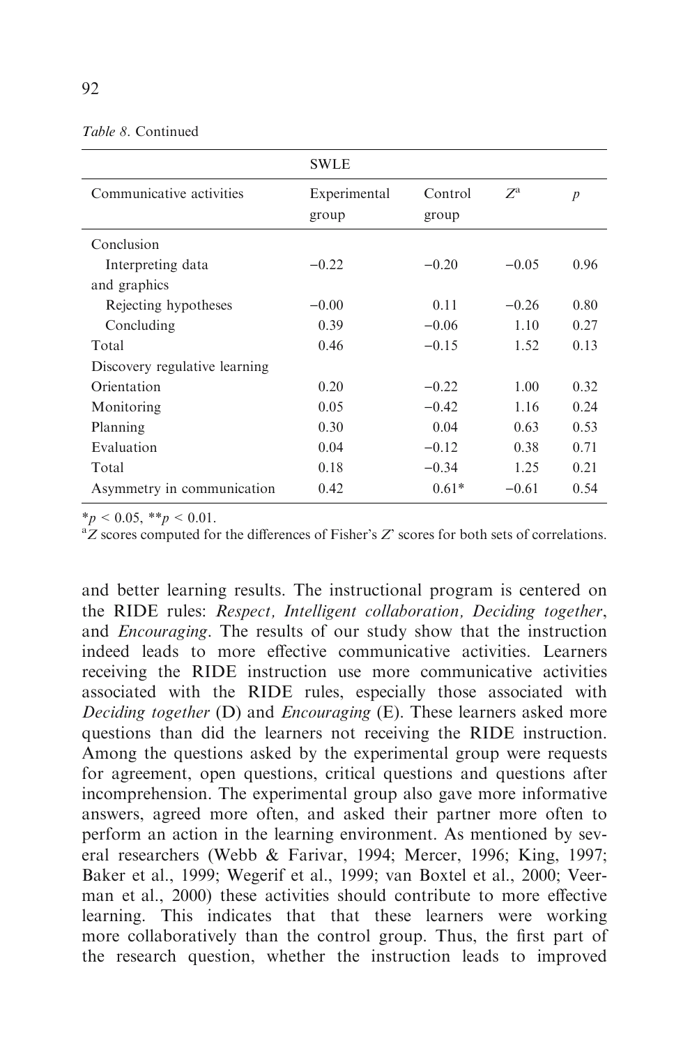*Table 8.* Continued

| | SWLE | | | |
|---|---|---|---|---|
| Communicative activities | Experimental group | Control group | $Z^a$ | $p$ |
| Conclusion | | | | |
| Interpreting data and graphics | −0.22 | −0.20 | −0.05 | 0.96 |
| Rejecting hypotheses | −0.00 | 0.11 | −0.26 | 0.80 |
| Concluding | 0.39 | −0.06 | 1.10 | 0.27 |
| Total | 0.46 | −0.15 | 1.52 | 0.13 |
| Discovery regulative learning | | | | |
| Orientation | 0.20 | −0.22 | 1.00 | 0.32 |
| Monitoring | 0.05 | −0.42 | 1.16 | 0.24 |
| Planning | 0.30 | 0.04 | 0.63 | 0.53 |
| Evaluation | 0.04 | −0.12 | 0.38 | 0.71 |
| Total | 0.18 | −0.34 | 1.25 | 0.21 |
| Asymmetry in communication | 0.42 | 0.61* | −0.61 | 0.54 |

*$p < 0.05$, **$p < 0.01$.
[a] $Z$ scores computed for the differences of Fisher's $Z$' scores for both sets of correlations.

and better learning results. The instructional program is centered on the RIDE rules: *Respect, Intelligent collaboration, Deciding together*, and *Encouraging*. The results of our study show that the instruction indeed leads to more effective communicative activities. Learners receiving the RIDE instruction use more communicative activities associated with the RIDE rules, especially those associated with *Deciding together* (D) and *Encouraging* (E). These learners asked more questions than did the learners not receiving the RIDE instruction. Among the questions asked by the experimental group were requests for agreement, open questions, critical questions and questions after incomprehension. The experimental group also gave more informative answers, agreed more often, and asked their partner more often to perform an action in the learning environment. As mentioned by several researchers (Webb & Farivar, 1994; Mercer, 1996; King, 1997; Baker et al., 1999; Wegerif et al., 1999; van Boxtel et al., 2000; Veerman et al., 2000) these activities should contribute to more effective learning. This indicates that that these learners were working more collaboratively than the control group. Thus, the first part of the research question, whether the instruction leads to improved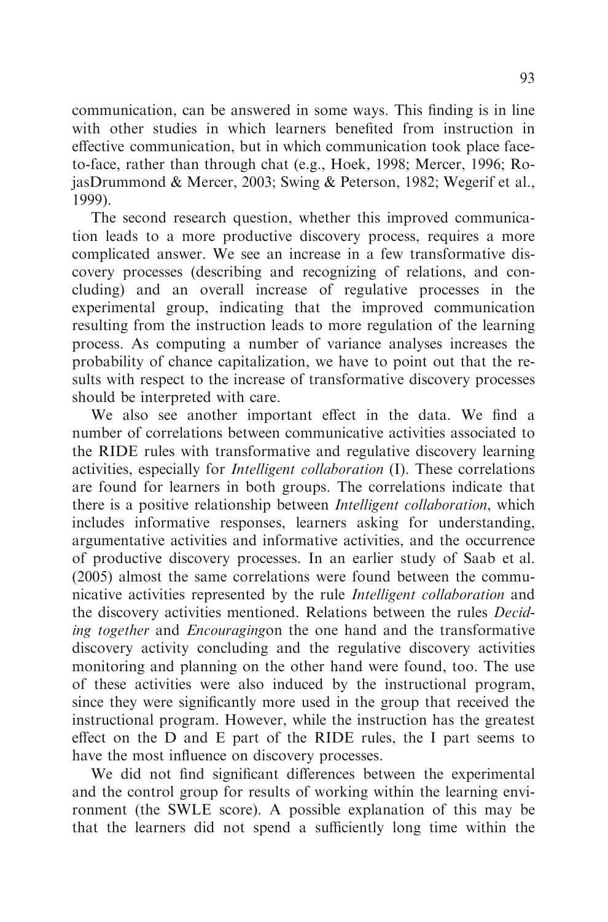communication, can be answered in some ways. This finding is in line with other studies in which learners benefited from instruction in effective communication, but in which communication took place face-to-face, rather than through chat (e.g., Hoek, 1998; Mercer, 1996; RojasDrummond & Mercer, 2003; Swing & Peterson, 1982; Wegerif et al., 1999).

The second research question, whether this improved communication leads to a more productive discovery process, requires a more complicated answer. We see an increase in a few transformative discovery processes (describing and recognizing of relations, and concluding) and an overall increase of regulative processes in the experimental group, indicating that the improved communication resulting from the instruction leads to more regulation of the learning process. As computing a number of variance analyses increases the probability of chance capitalization, we have to point out that the results with respect to the increase of transformative discovery processes should be interpreted with care.

We also see another important effect in the data. We find a number of correlations between communicative activities associated to the RIDE rules with transformative and regulative discovery learning activities, especially for *Intelligent collaboration* (I). These correlations are found for learners in both groups. The correlations indicate that there is a positive relationship between *Intelligent collaboration*, which includes informative responses, learners asking for understanding, argumentative activities and informative activities, and the occurrence of productive discovery processes. In an earlier study of Saab et al. (2005) almost the same correlations were found between the communicative activities represented by the rule *Intelligent collaboration* and the discovery activities mentioned. Relations between the rules *Deciding together* and *Encouraging*on the one hand and the transformative discovery activity concluding and the regulative discovery activities monitoring and planning on the other hand were found, too. The use of these activities were also induced by the instructional program, since they were significantly more used in the group that received the instructional program. However, while the instruction has the greatest effect on the D and E part of the RIDE rules, the I part seems to have the most influence on discovery processes.

We did not find significant differences between the experimental and the control group for results of working within the learning environment (the SWLE score). A possible explanation of this may be that the learners did not spend a sufficiently long time within the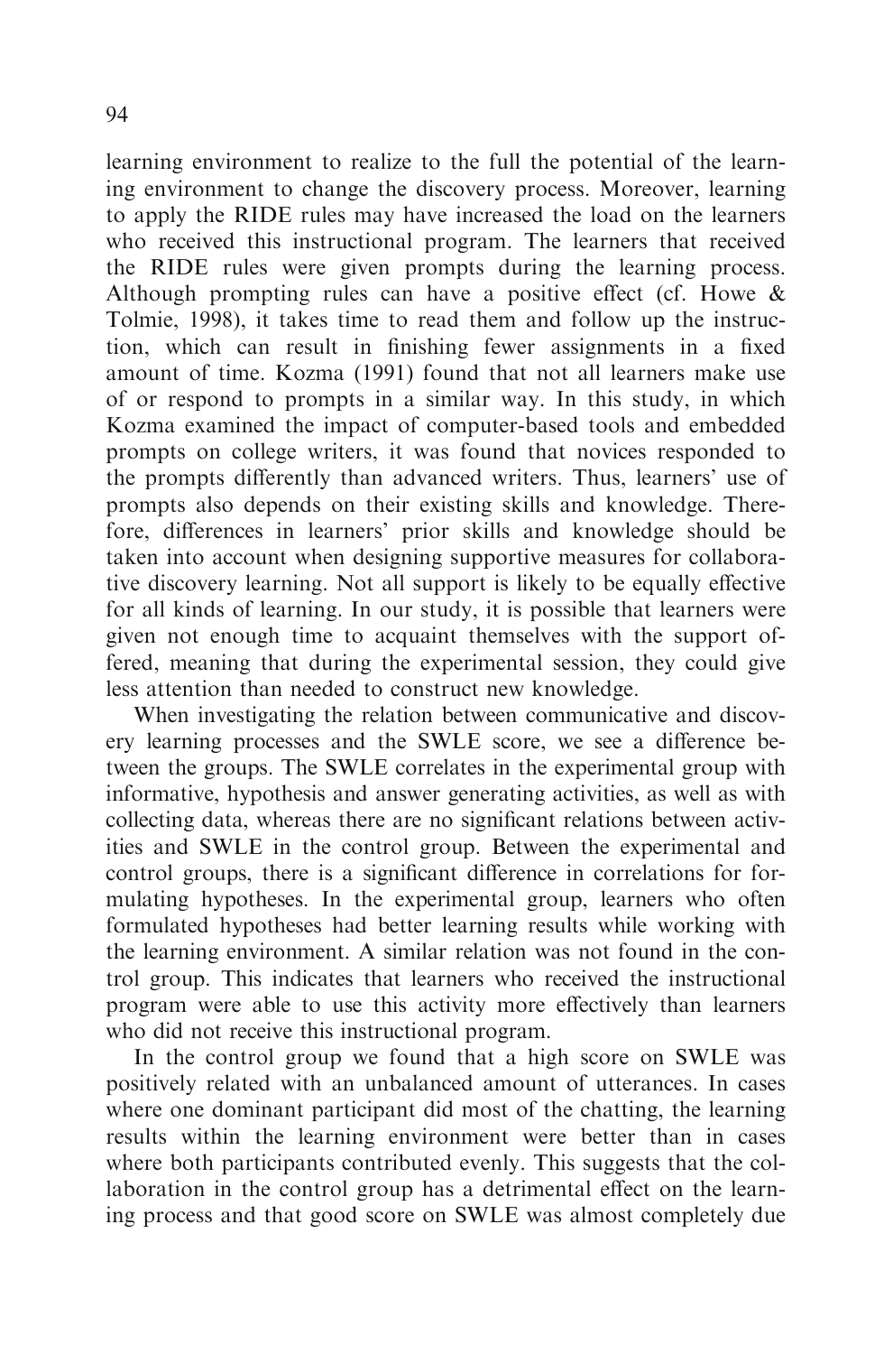learning environment to realize to the full the potential of the learning environment to change the discovery process. Moreover, learning to apply the RIDE rules may have increased the load on the learners who received this instructional program. The learners that received the RIDE rules were given prompts during the learning process. Although prompting rules can have a positive effect (cf. Howe & Tolmie, 1998), it takes time to read them and follow up the instruction, which can result in finishing fewer assignments in a fixed amount of time. Kozma (1991) found that not all learners make use of or respond to prompts in a similar way. In this study, in which Kozma examined the impact of computer-based tools and embedded prompts on college writers, it was found that novices responded to the prompts differently than advanced writers. Thus, learners' use of prompts also depends on their existing skills and knowledge. Therefore, differences in learners' prior skills and knowledge should be taken into account when designing supportive measures for collaborative discovery learning. Not all support is likely to be equally effective for all kinds of learning. In our study, it is possible that learners were given not enough time to acquaint themselves with the support offered, meaning that during the experimental session, they could give less attention than needed to construct new knowledge.

When investigating the relation between communicative and discovery learning processes and the SWLE score, we see a difference between the groups. The SWLE correlates in the experimental group with informative, hypothesis and answer generating activities, as well as with collecting data, whereas there are no significant relations between activities and SWLE in the control group. Between the experimental and control groups, there is a significant difference in correlations for formulating hypotheses. In the experimental group, learners who often formulated hypotheses had better learning results while working with the learning environment. A similar relation was not found in the control group. This indicates that learners who received the instructional program were able to use this activity more effectively than learners who did not receive this instructional program.

In the control group we found that a high score on SWLE was positively related with an unbalanced amount of utterances. In cases where one dominant participant did most of the chatting, the learning results within the learning environment were better than in cases where both participants contributed evenly. This suggests that the collaboration in the control group has a detrimental effect on the learning process and that good score on SWLE was almost completely due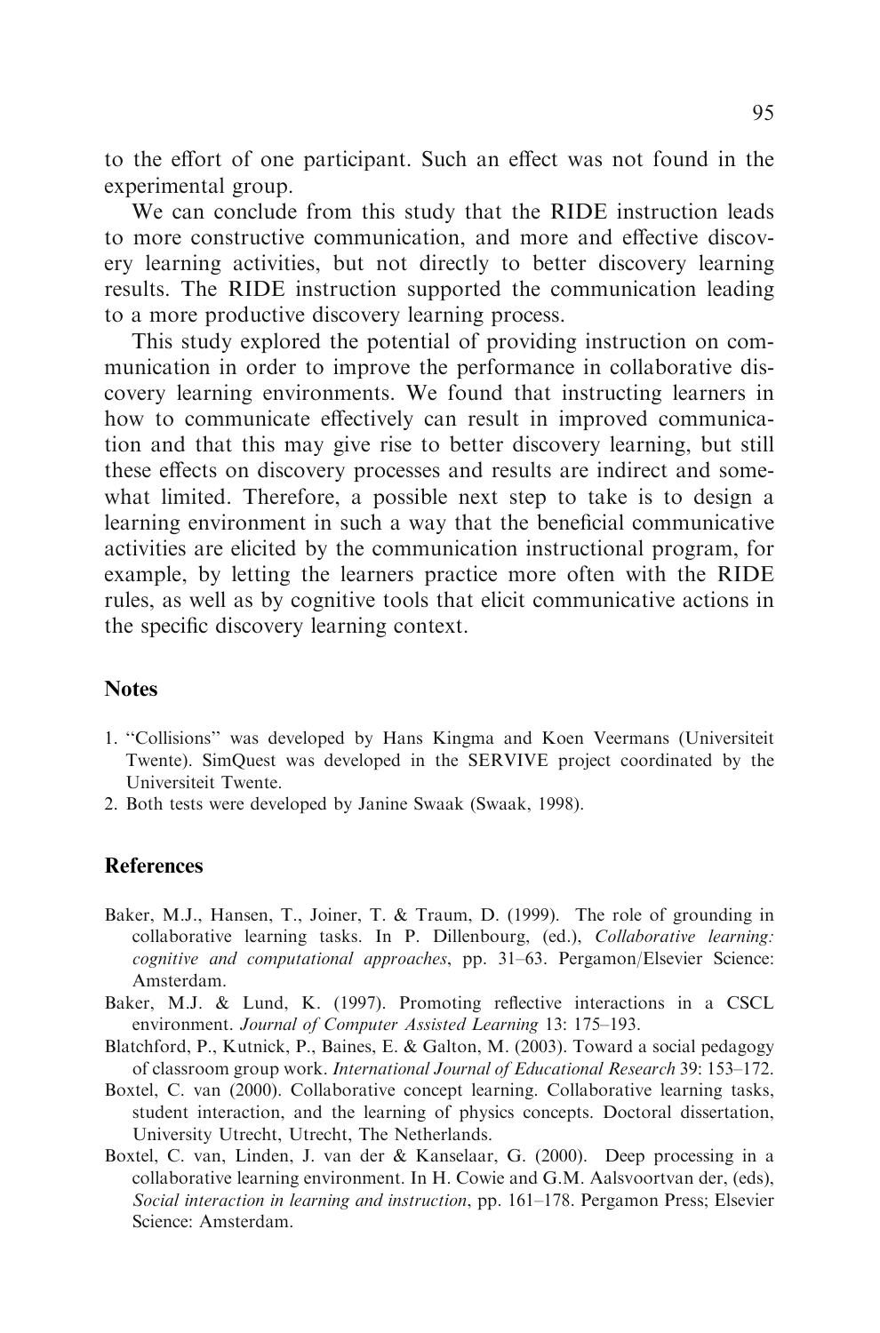to the effort of one participant. Such an effect was not found in the experimental group.

We can conclude from this study that the RIDE instruction leads to more constructive communication, and more and effective discovery learning activities, but not directly to better discovery learning results. The RIDE instruction supported the communication leading to a more productive discovery learning process.

This study explored the potential of providing instruction on communication in order to improve the performance in collaborative discovery learning environments. We found that instructing learners in how to communicate effectively can result in improved communication and that this may give rise to better discovery learning, but still these effects on discovery processes and results are indirect and somewhat limited. Therefore, a possible next step to take is to design a learning environment in such a way that the beneficial communicative activities are elicited by the communication instructional program, for example, by letting the learners practice more often with the RIDE rules, as well as by cognitive tools that elicit communicative actions in the specific discovery learning context.

## Notes

1. "Collisions" was developed by Hans Kingma and Koen Veermans (Universiteit Twente). SimQuest was developed in the SERVIVE project coordinated by the Universiteit Twente.
2. Both tests were developed by Janine Swaak (Swaak, 1998).

## References

Baker, M.J., Hansen, T., Joiner, T. & Traum, D. (1999). The role of grounding in collaborative learning tasks. In P. Dillenbourg, (ed.), *Collaborative learning: cognitive and computational approaches*, pp. 31–63. Pergamon/Elsevier Science: Amsterdam.

Baker, M.J. & Lund, K. (1997). Promoting reflective interactions in a CSCL environment. *Journal of Computer Assisted Learning* 13: 175–193.

Blatchford, P., Kutnick, P., Baines, E. & Galton, M. (2003). Toward a social pedagogy of classroom group work. *International Journal of Educational Research* 39: 153–172.

Boxtel, C. van (2000). Collaborative concept learning. Collaborative learning tasks, student interaction, and the learning of physics concepts. Doctoral dissertation, University Utrecht, Utrecht, The Netherlands.

Boxtel, C. van, Linden, J. van der & Kanselaar, G. (2000). Deep processing in a collaborative learning environment. In H. Cowie and G.M. Aalsvoortvan der, (eds), *Social interaction in learning and instruction*, pp. 161–178. Pergamon Press; Elsevier Science: Amsterdam.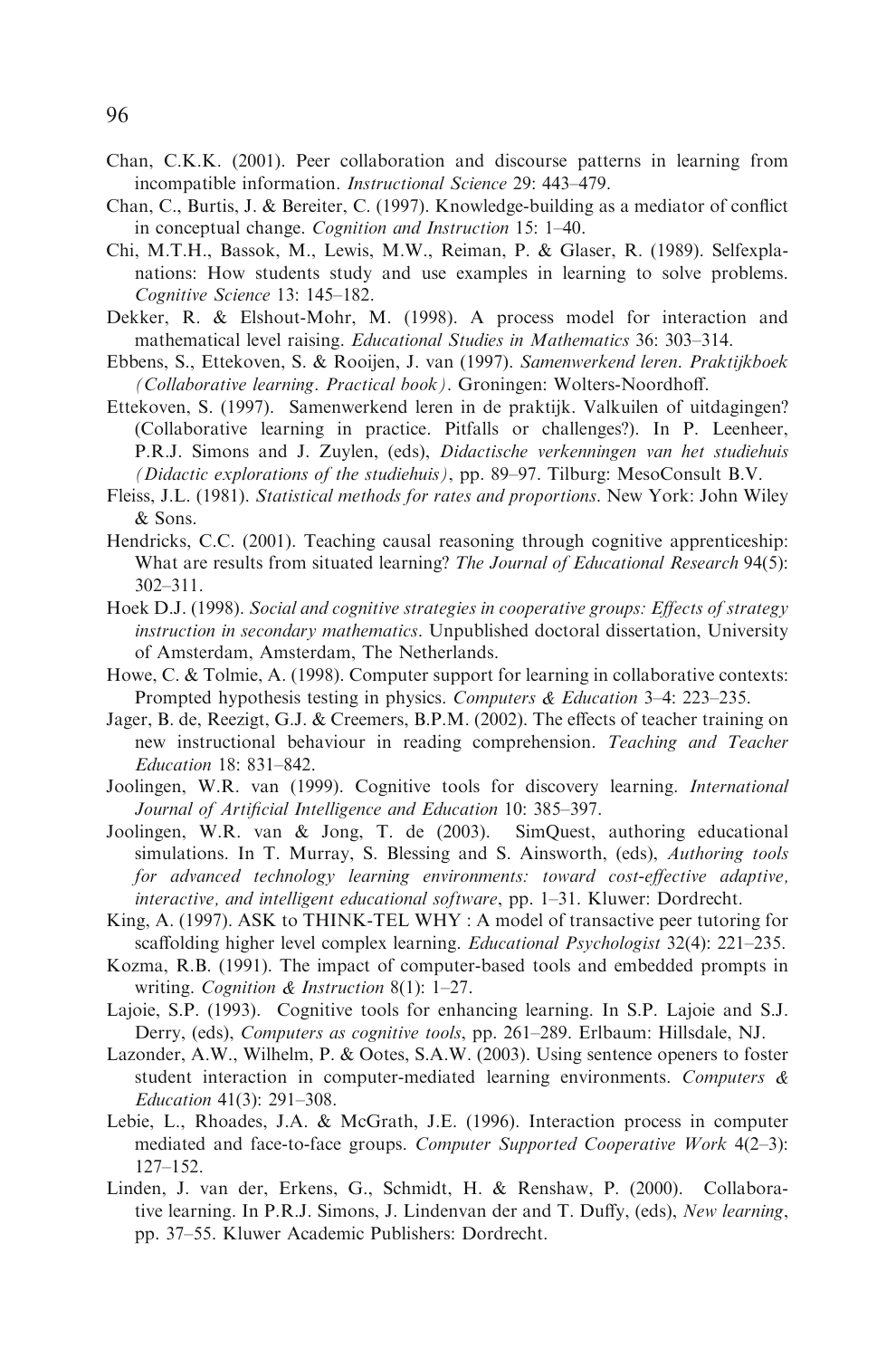Chan, C.K.K. (2001). Peer collaboration and discourse patterns in learning from incompatible information. *Instructional Science* 29: 443–479.

Chan, C., Burtis, J. & Bereiter, C. (1997). Knowledge-building as a mediator of conflict in conceptual change. *Cognition and Instruction* 15: 1–40.

Chi, M.T.H., Bassok, M., Lewis, M.W., Reiman, P. & Glaser, R. (1989). Selfexplanations: How students study and use examples in learning to solve problems. *Cognitive Science* 13: 145–182.

Dekker, R. & Elshout-Mohr, M. (1998). A process model for interaction and mathematical level raising. *Educational Studies in Mathematics* 36: 303–314.

Ebbens, S., Ettekoven, S. & Rooijen, J. van (1997). *Samenwerkend leren. Praktijkboek (Collaborative learning. Practical book)*. Groningen: Wolters-Noordhoff.

Ettekoven, S. (1997). Samenwerkend leren in de praktijk. Valkuilen of uitdagingen? (Collaborative learning in practice. Pitfalls or challenges?). In P. Leenheer, P.R.J. Simons and J. Zuylen, (eds), *Didactische verkenningen van het studiehuis (Didactic explorations of the studiehuis)*, pp. 89–97. Tilburg: MesoConsult B.V.

Fleiss, J.L. (1981). *Statistical methods for rates and proportions*. New York: John Wiley & Sons.

Hendricks, C.C. (2001). Teaching causal reasoning through cognitive apprenticeship: What are results from situated learning? *The Journal of Educational Research* 94(5): 302–311.

Hoek D.J. (1998). *Social and cognitive strategies in cooperative groups: Effects of strategy instruction in secondary mathematics*. Unpublished doctoral dissertation, University of Amsterdam, Amsterdam, The Netherlands.

Howe, C. & Tolmie, A. (1998). Computer support for learning in collaborative contexts: Prompted hypothesis testing in physics. *Computers & Education* 3–4: 223–235.

Jager, B. de, Reezigt, G.J. & Creemers, B.P.M. (2002). The effects of teacher training on new instructional behaviour in reading comprehension. *Teaching and Teacher Education* 18: 831–842.

Joolingen, W.R. van (1999). Cognitive tools for discovery learning. *International Journal of Artificial Intelligence and Education* 10: 385–397.

Joolingen, W.R. van & Jong, T. de (2003). SimQuest, authoring educational simulations. In T. Murray, S. Blessing and S. Ainsworth, (eds), *Authoring tools for advanced technology learning environments: toward cost-effective adaptive, interactive, and intelligent educational software*, pp. 1–31. Kluwer: Dordrecht.

King, A. (1997). ASK to THINK-TEL WHY : A model of transactive peer tutoring for scaffolding higher level complex learning. *Educational Psychologist* 32(4): 221–235.

Kozma, R.B. (1991). The impact of computer-based tools and embedded prompts in writing. *Cognition & Instruction* 8(1): 1–27.

Lajoie, S.P. (1993). Cognitive tools for enhancing learning. In S.P. Lajoie and S.J. Derry, (eds), *Computers as cognitive tools*, pp. 261–289. Erlbaum: Hillsdale, NJ.

Lazonder, A.W., Wilhelm, P. & Ootes, S.A.W. (2003). Using sentence openers to foster student interaction in computer-mediated learning environments. *Computers & Education* 41(3): 291–308.

Lebie, L., Rhoades, J.A. & McGrath, J.E. (1996). Interaction process in computer mediated and face-to-face groups. *Computer Supported Cooperative Work* 4(2–3): 127–152.

Linden, J. van der, Erkens, G., Schmidt, H. & Renshaw, P. (2000). Collaborative learning. In P.R.J. Simons, J. Lindenvan der and T. Duffy, (eds), *New learning*, pp. 37–55. Kluwer Academic Publishers: Dordrecht.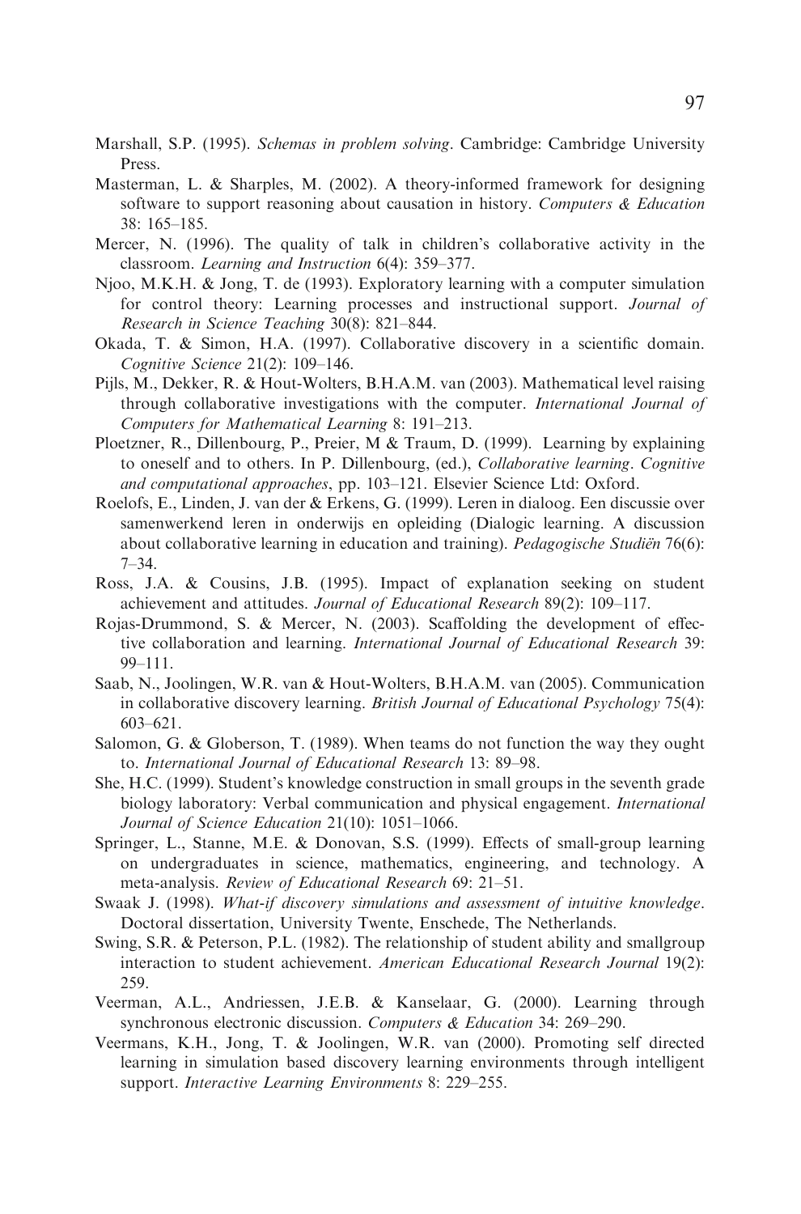Marshall, S.P. (1995). *Schemas in problem solving*. Cambridge: Cambridge University Press.

Masterman, L. & Sharples, M. (2002). A theory-informed framework for designing software to support reasoning about causation in history. *Computers & Education* 38: 165–185.

Mercer, N. (1996). The quality of talk in children's collaborative activity in the classroom. *Learning and Instruction* 6(4): 359–377.

Njoo, M.K.H. & Jong, T. de (1993). Exploratory learning with a computer simulation for control theory: Learning processes and instructional support. *Journal of Research in Science Teaching* 30(8): 821–844.

Okada, T. & Simon, H.A. (1997). Collaborative discovery in a scientific domain. *Cognitive Science* 21(2): 109–146.

Pijls, M., Dekker, R. & Hout-Wolters, B.H.A.M. van (2003). Mathematical level raising through collaborative investigations with the computer. *International Journal of Computers for Mathematical Learning* 8: 191–213.

Ploetzner, R., Dillenbourg, P., Preier, M & Traum, D. (1999). Learning by explaining to oneself and to others. In P. Dillenbourg, (ed.), *Collaborative learning. Cognitive and computational approaches*, pp. 103–121. Elsevier Science Ltd: Oxford.

Roelofs, E., Linden, J. van der & Erkens, G. (1999). Leren in dialoog. Een discussie over samenwerkend leren in onderwijs en opleiding (Dialogic learning. A discussion about collaborative learning in education and training). *Pedagogische Studiën* 76(6): 7–34.

Ross, J.A. & Cousins, J.B. (1995). Impact of explanation seeking on student achievement and attitudes. *Journal of Educational Research* 89(2): 109–117.

Rojas-Drummond, S. & Mercer, N. (2003). Scaffolding the development of effective collaboration and learning. *International Journal of Educational Research* 39: 99–111.

Saab, N., Joolingen, W.R. van & Hout-Wolters, B.H.A.M. van (2005). Communication in collaborative discovery learning. *British Journal of Educational Psychology* 75(4): 603–621.

Salomon, G. & Globerson, T. (1989). When teams do not function the way they ought to. *International Journal of Educational Research* 13: 89–98.

She, H.C. (1999). Student's knowledge construction in small groups in the seventh grade biology laboratory: Verbal communication and physical engagement. *International Journal of Science Education* 21(10): 1051–1066.

Springer, L., Stanne, M.E. & Donovan, S.S. (1999). Effects of small-group learning on undergraduates in science, mathematics, engineering, and technology. A meta-analysis. *Review of Educational Research* 69: 21–51.

Swaak J. (1998). *What-if discovery simulations and assessment of intuitive knowledge*. Doctoral dissertation, University Twente, Enschede, The Netherlands.

Swing, S.R. & Peterson, P.L. (1982). The relationship of student ability and smallgroup interaction to student achievement. *American Educational Research Journal* 19(2): 259.

Veerman, A.L., Andriessen, J.E.B. & Kanselaar, G. (2000). Learning through synchronous electronic discussion. *Computers & Education* 34: 269–290.

Veermans, K.H., Jong, T. & Joolingen, W.R. van (2000). Promoting self directed learning in simulation based discovery learning environments through intelligent support. *Interactive Learning Environments* 8: 229–255.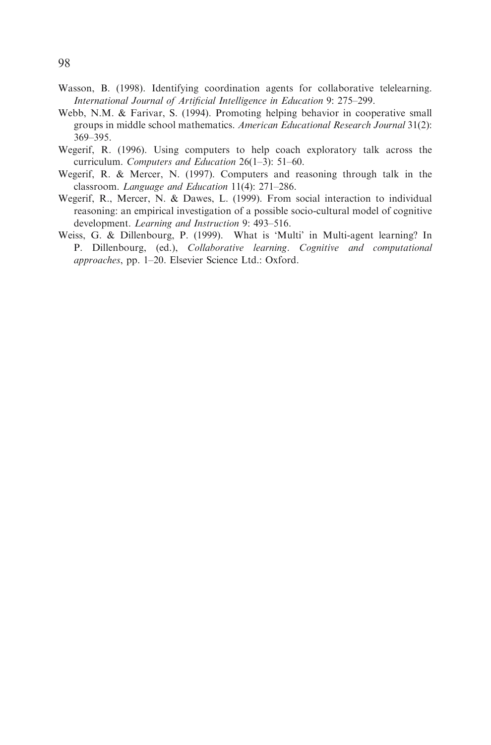Wasson, B. (1998). Identifying coordination agents for collaborative telelearning. *International Journal of Artificial Intelligence in Education* 9: 275–299.

Webb, N.M. & Farivar, S. (1994). Promoting helping behavior in cooperative small groups in middle school mathematics. *American Educational Research Journal* 31(2): 369–395.

Wegerif, R. (1996). Using computers to help coach exploratory talk across the curriculum. *Computers and Education* 26(1–3): 51–60.

Wegerif, R. & Mercer, N. (1997). Computers and reasoning through talk in the classroom. *Language and Education* 11(4): 271–286.

Wegerif, R., Mercer, N. & Dawes, L. (1999). From social interaction to individual reasoning: an empirical investigation of a possible socio-cultural model of cognitive development. *Learning and Instruction* 9: 493–516.

Weiss, G. & Dillenbourg, P. (1999). What is 'Multi' in Multi-agent learning? In P. Dillenbourg, (ed.), *Collaborative learning*. *Cognitive and computational approaches*, pp. 1–20. Elsevier Science Ltd.: Oxford.